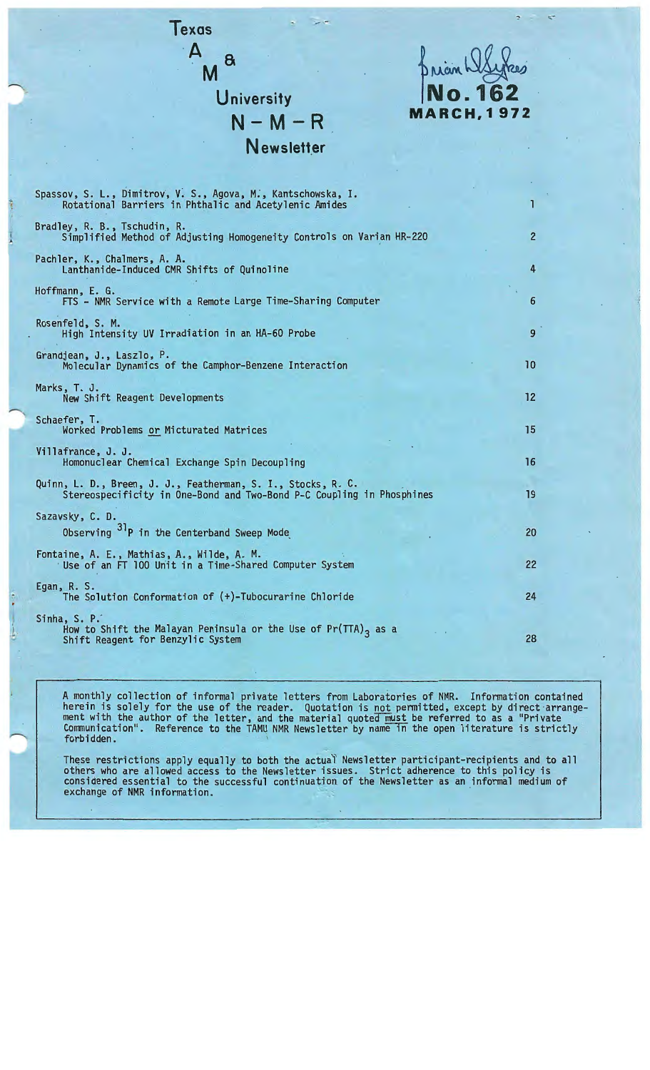# Texas A & M University N-M-R Newsletter

Brian Sykes

**No. 162**
**MARCH, 1972**

| | |
|---|---|
| Spassov, S. L., Dimitrov, V. S., Agova, M., Kantschowska, I. Rotational Barriers in Phthalic and Acetylenic Amides | 1 |
| Bradley, R. B., Tschudin, R. Simplified Method of Adjusting Homogeneity Controls on Varian HR-220 | 2 |
| Pachler, K., Chalmers, A. A. Lanthanide-Induced CMR Shifts of Quinoline | 4 |
| Hoffmann, E. G. FTS - NMR Service with a Remote Large Time-Sharing Computer | 6 |
| Rosenfeld, S. M. High Intensity UV Irradiation in an HA-60 Probe | 9 |
| Grandjean, J., Laszlo, P. Molecular Dynamics of the Camphor-Benzene Interaction | 10 |
| Marks, T. J. New Shift Reagent Developments | 12 |
| Schaefer, T. Worked Problems *or* Micturated Matrices | 15 |
| Villafrance, J. J. Homonuclear Chemical Exchange Spin Decoupling | 16 |
| Quinn, L. D., Breen, J. J., Featherman, S. I., Stocks, R. C. Stereospecificity in One-Bond and Two-Bond P-C Coupling in Phosphines | 19 |
| Sazavsky, C. D. Observing $^{31}P$ in the Centerband Sweep Mode | 20 |
| Fontaine, A. E., Mathias, A., Wilde, A. M. Use of an FT 100 Unit in a Time-Shared Computer System | 22 |
| Egan, R. S. The Solution Conformation of (+)-Tubocurarine Chloride | 24 |
| Sinha, S. P. How to Shift the Malayan Peninsula or the Use of $Pr(TTA)_3$ as a Shift Reagent for Benzylic System | 28 |

A monthly collection of informal private letters from Laboratories of NMR. Information contained herein is solely for the use of the reader. Quotation is not permitted, except by direct arrangement with the author of the letter, and the material quoted must be referred to as a "Private Communication". Reference to the TAMU NMR Newsletter by name in the open literature is strictly forbidden.

These restrictions apply equally to both the actual Newsletter participant-recipients and to all others who are allowed access to the Newsletter issues. Strict adherence to this policy is considered essential to the successful continuation of the Newsletter as an informal medium of exchange of NMR information.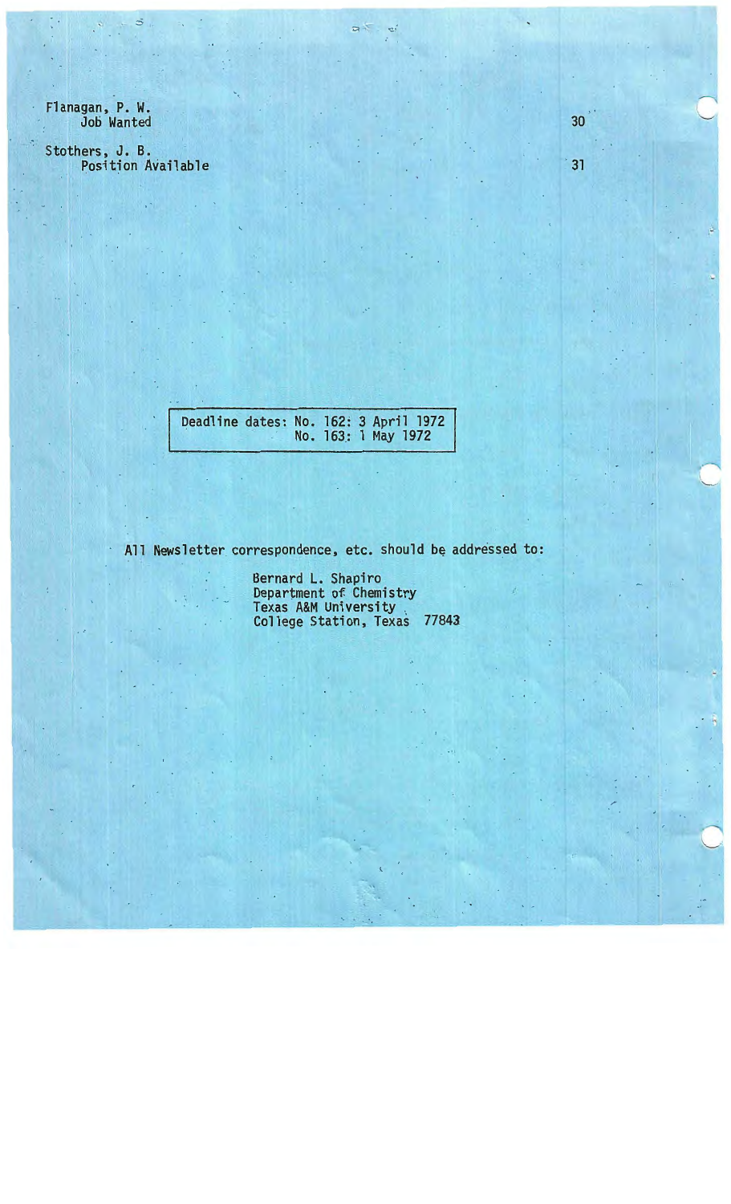Flanagan, P. W.
Job Wanted ... 30

Stothers, J. B.
Position Available ... 31

| Deadline dates: | No. 162: 3 April 1972 |
| --- | --- |
| | No. 163: 1 May 1972 |

All Newsletter correspondence, etc. should be addressed to:

Bernard L. Shapiro
Department of Chemistry
Texas A&M University
College Station, Texas 77843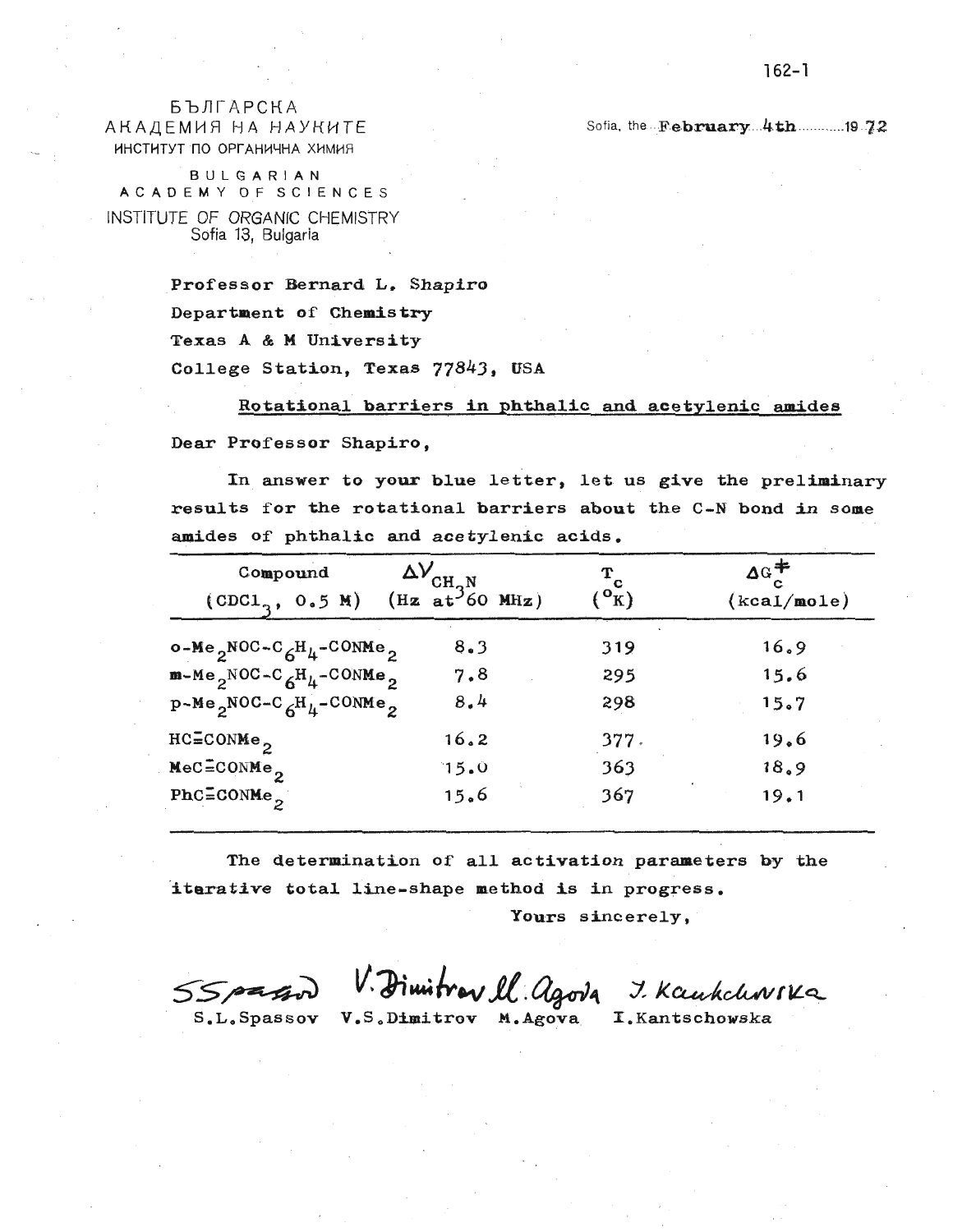БЪЛГАРСКА
АКАДЕМИЯ НА НАУКИТЕ
ИНСТИТУТ ПО ОРГАНИЧНА ХИМИЯ

BULGARIAN
ACADEMY OF SCIENCES
INSTITUTE OF ORGANIC CHEMISTRY
Sofia 13, Bulgaria

Sofia, the February 4th 1972

Professor Bernard L. Shapiro
Department of Chemistry
Texas A & M University
College Station, Texas 77843, USA

**Rotational barriers in phthalic and acetylenic amides**

Dear Professor Shapiro,

In answer to your blue letter, let us give the preliminary results for the rotational barriers about the C-N bond in some amides of phthalic and acetylenic acids.

| Compound ($CDCl_3$, 0.5 M) | $\Delta\nu_{CH_3N}$ (Hz at 60 MHz) | $T_c$ ($^oK$) | $\Delta G^{\neq}_c$ (kcal/mole) |
|---|---|---|---|
| o-$Me_2NOC$-$C_6H_4$-$CONMe_2$ | 8.3 | 319 | 16.9 |
| m-$Me_2NOC$-$C_6H_4$-$CONMe_2$ | 7.8 | 295 | 15.6 |
| p-$Me_2NOC$-$C_6H_4$-$CONMe_2$ | 8.4 | 298 | 15.7 |
| HC≡$CONMe_2$ | 16.2 | 377 | 19.6 |
| MeC≡$CONMe_2$ | 15.0 | 363 | 18.9 |
| PhC≡$CONMe_2$ | 15.6 | 367 | 19.1 |

The determination of all activation parameters by the iterative total line-shape method is in progress.

Yours sincerely,

S.L.Spassov V.S.Dimitrov M.Agova I.Kantschowska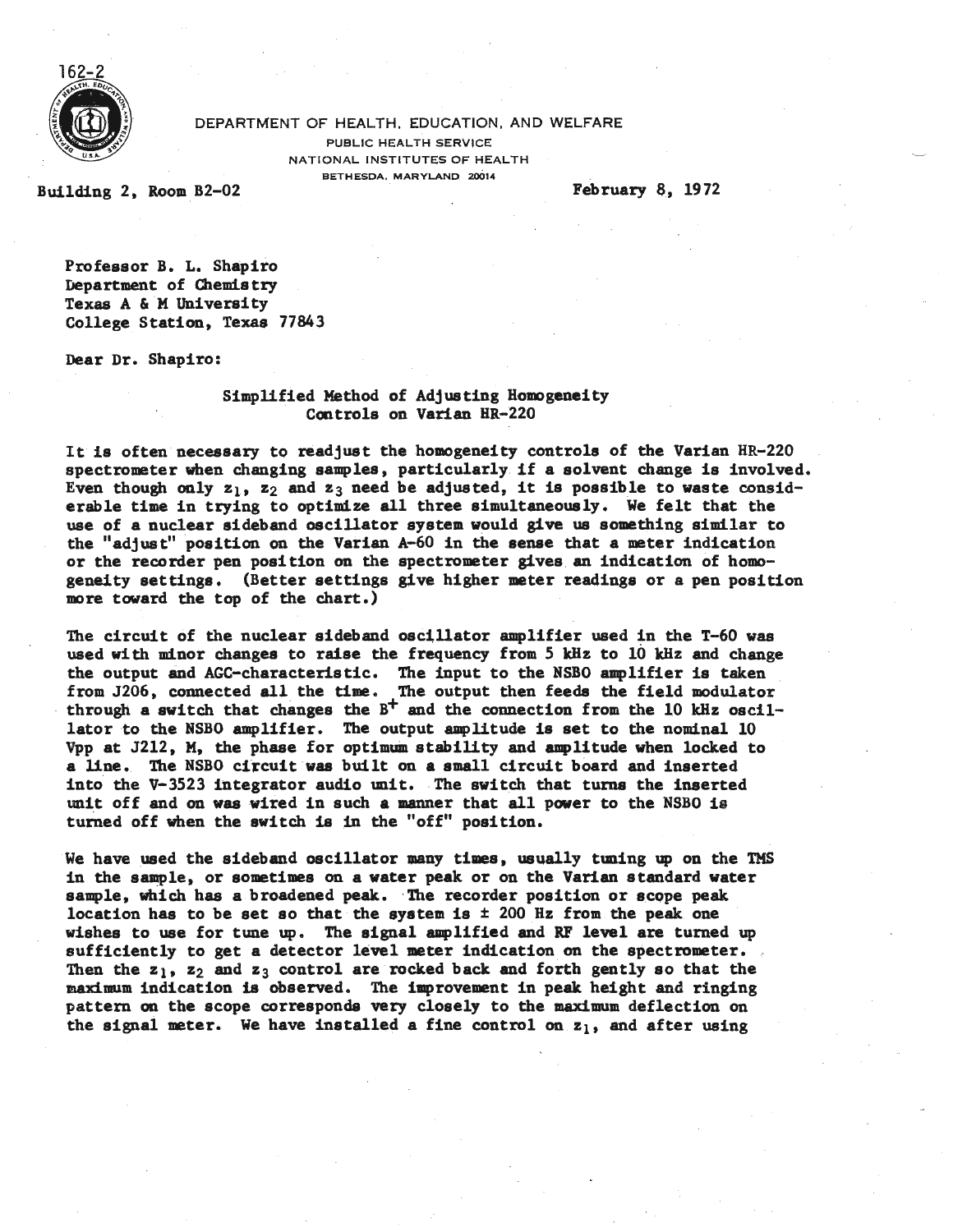162-2

DEPARTMENT OF HEALTH, EDUCATION, AND WELFARE
PUBLIC HEALTH SERVICE
NATIONAL INSTITUTES OF HEALTH
BETHESDA, MARYLAND 20014

Building 2, Room B2-02

February 8, 1972

Professor B. L. Shapiro
Department of Chemistry
Texas A & M University
College Station, Texas 77843

Dear Dr. Shapiro:

## Simplified Method of Adjusting Homogeneity Controls on Varian HR-220

It is often necessary to readjust the homogeneity controls of the Varian HR-220 spectrometer when changing samples, particularly if a solvent change is involved. Even though only $z_1$, $z_2$ and $z_3$ need be adjusted, it is possible to waste considerable time in trying to optimize all three simultaneously. We felt that the use of a nuclear sideband oscillator system would give us something similar to the "adjust" position on the Varian A-60 in the sense that a meter indication or the recorder pen position on the spectrometer gives an indication of homogeneity settings. (Better settings give higher meter readings or a pen position more toward the top of the chart.)

The circuit of the nuclear sideband oscillator amplifier used in the T-60 was used with minor changes to raise the frequency from 5 kHz to 10 kHz and change the output and AGC-characteristic. The input to the NSBO amplifier is taken from J206, connected all the time. The output then feeds the field modulator through a switch that changes the $B^+$ and the connection from the 10 kHz oscillator to the NSBO amplifier. The output amplitude is set to the nominal 10 Vpp at J212, M, the phase for optimum stability and amplitude when locked to a line. The NSBO circuit was built on a small circuit board and inserted into the V-3523 integrator audio unit. The switch that turns the inserted unit off and on was wired in such a manner that all power to the NSBO is turned off when the switch is in the "off" position.

We have used the sideband oscillator many times, usually tuning up on the TMS in the sample, or sometimes on a water peak or on the Varian standard water sample, which has a broadened peak. The recorder position or scope peak location has to be set so that the system is ± 200 Hz from the peak one wishes to use for tune up. The signal amplified and RF level are turned up sufficiently to get a detector level meter indication on the spectrometer. Then the $z_1$, $z_2$ and $z_3$ control are rocked back and forth gently so that the maximum indication is observed. The improvement in peak height and ringing pattern on the scope corresponds very closely to the maximum deflection on the signal meter. We have installed a fine control on $z_1$, and after using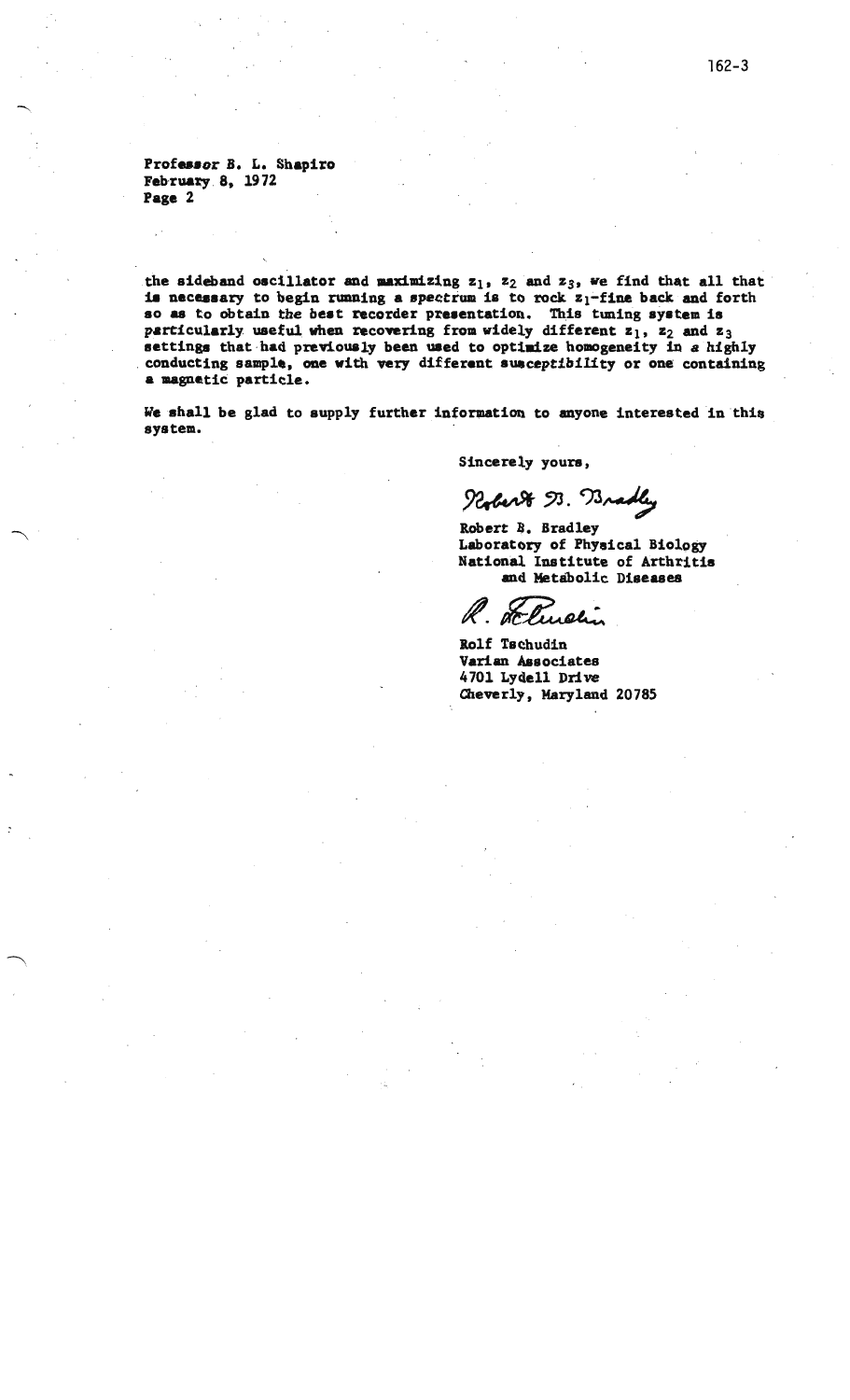Professor B. L. Shapiro
February 8, 1972
Page 2

the sideband oscillator and maximizing $z_1$, $z_2$ and $z_3$, we find that all that is necessary to begin running a spectrum is to rock $z_1$-fine back and forth so as to obtain the best recorder presentation. This tuning system is particularly useful when recovering from widely different $z_1$, $z_2$ and $z_3$ settings that had previously been used to optimize homogeneity in a highly conducting sample, one with very different susceptibility or one containing a magnetic particle.

We shall be glad to supply further information to anyone interested in this system.

Sincerely yours,

Robert B. Bradley

Robert B. Bradley
Laboratory of Physical Biology
National Institute of Arthritis
and Metabolic Diseases

R. Tschudin

Rolf Tschudin
Varian Associates
4701 Lydell Drive
Cheverly, Maryland 20785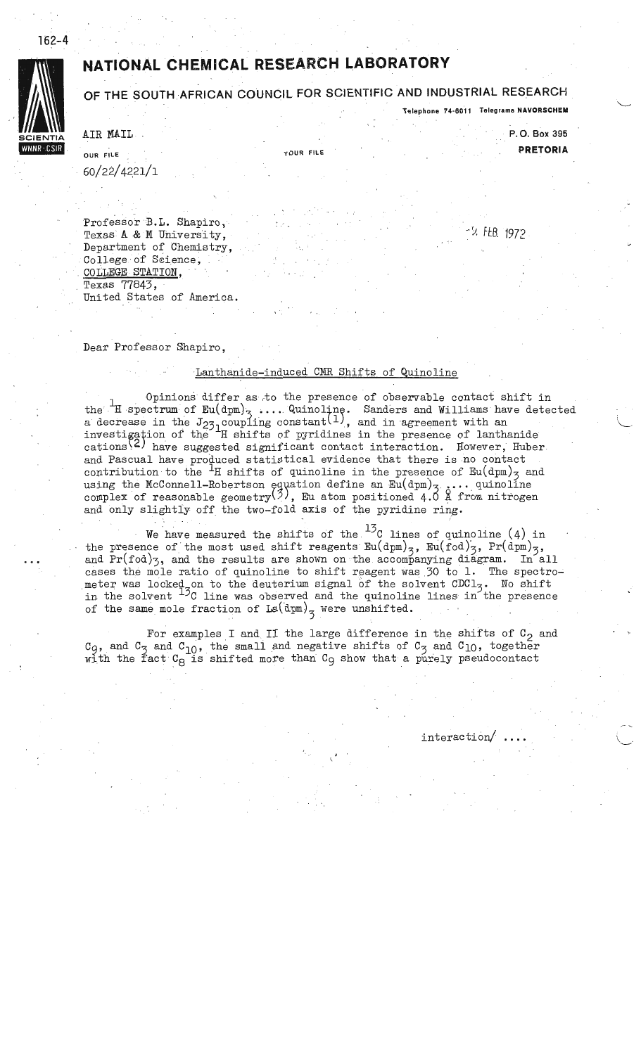# NATIONAL CHEMICAL RESEARCH LABORATORY

## OF THE SOUTH AFRICAN COUNCIL FOR SCIENTIFIC AND INDUSTRIAL RESEARCH

Telephone 74-6011 Telegrams NAVORSCHEM

AIR MAIL

P.O. Box 395
PRETORIA

OUR FILE
60/22/4221/1

YOUR FILE

Professor B.L. Shapiro,
Texas A & M University,
Department of Chemistry,
College of Science,
COLLEGE STATION,
Texas 77843,
United States of America.

-4 FEB 1972

Dear Professor Shapiro,

Lanthanide-induced CMR Shifts of Quinoline

Opinions differ as to the presence of observable contact shift in the $^{1}H$ spectrum of $Eu(dpm)_3$ .... Quinoline. Sanders and Williams have detected a decrease in the $J_{23}$ coupling constant(1), and in agreement with an investigation of the $^{1}H$ shifts of pyridines in the presence of lanthanide cations(2) have suggested significant contact interaction. However, Huber and Pascual have produced statistical evidence that there is no contact contribution to the $^{1}H$ shifts of quinoline in the presence of $Eu(dpm)_3$ and using the McConnell-Robertson equation define an $Eu(dpm)_3$ .... quinoline complex of reasonable geometry(3), Eu atom positioned 4.0 Å from nitrogen and only slightly off the two-fold axis of the pyridine ring.

We have measured the shifts of the $^{13}C$ lines of quinoline (4) in the presence of the most used shift reagents $Eu(dpm)_3$, $Eu(fod)_3$, $Pr(dpm)_3$, and $Pr(fod)_3$, and the results are shown on the accompanying diagram. In all cases the mole ratio of quinoline to shift reagent was 30 to 1. The spectrometer was locked on to the deuterium signal of the solvent $CDCl_3$. No shift in the solvent $^{13}C$ line was observed and the quinoline lines in the presence of the same mole fraction of $La(dpm)_3$ were unshifted.

For examples I and II the large difference in the shifts of $C_2$ and $C_9$, and $C_3$ and $C_{10}$, the small and negative shifts of $C_3$ and $C_{10}$, together with the fact $C_8$ is shifted more than $C_9$ show that a purely pseudocontact

interaction/ ....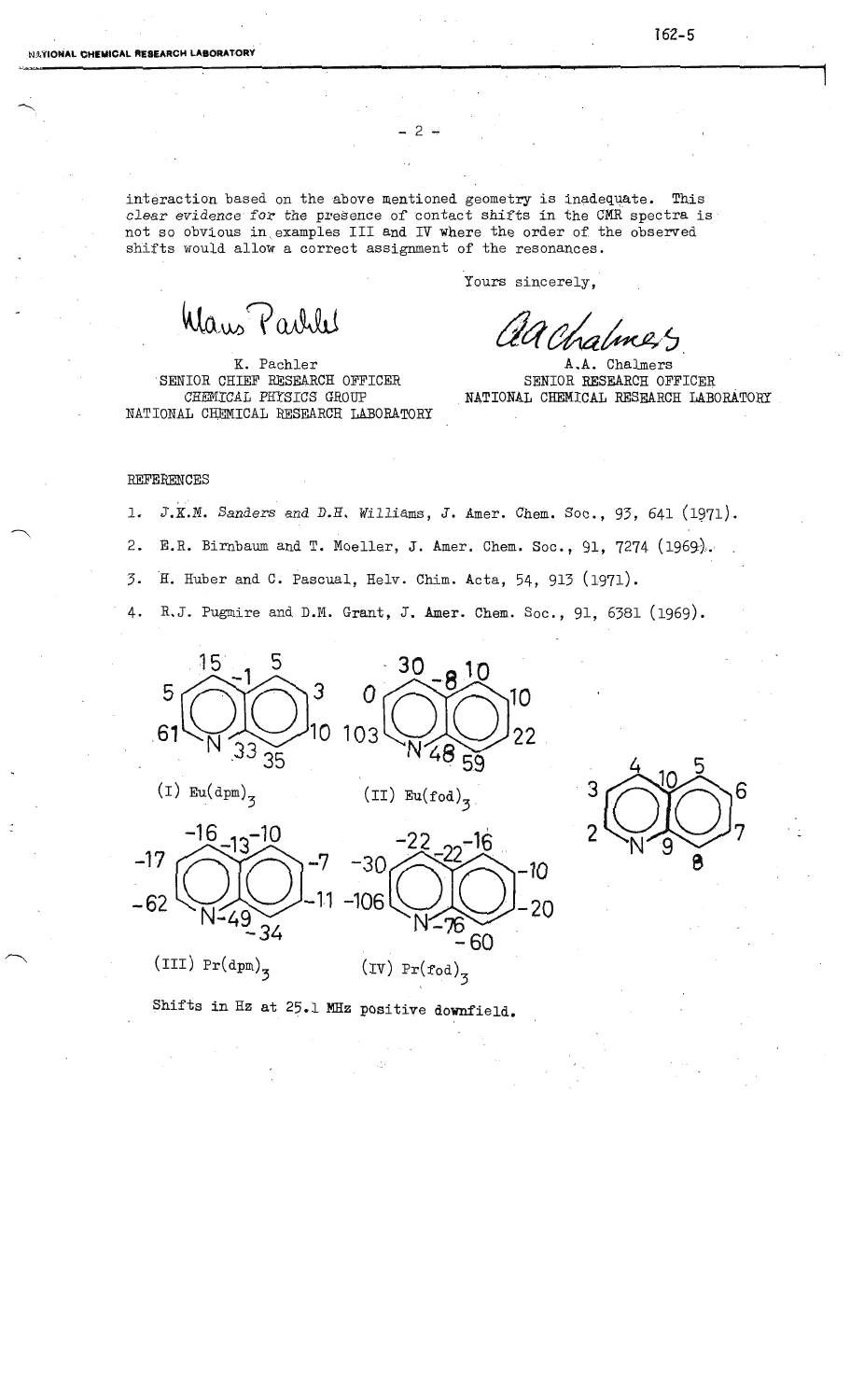interaction based on the above mentioned geometry is inadequate. This *clear evidence for* the presence of contact shifts in the CMR spectra is not so obvious in examples III and IV where the order of the observed shifts would allow a correct assignment of the resonances.

Yours sincerely,

K. Pachler
SENIOR CHIEF RESEARCH OFFICER
*CHEMICAL PHYSICS GROUP*
NATIONAL CHEMICAL RESEARCH LABORATORY

A.A. Chalmers
SENIOR RESEARCH OFFICER
NATIONAL CHEMICAL RESEARCH LABORATORY

REFERENCES

1. J.K.M. Sanders and D.H. Williams, J. Amer. Chem. Soc., 93, 641 (1971).
2. E.R. Birnbaum and T. Moeller, J. Amer. Chem. Soc., 91, 7274 (1969).
3. H. Huber and C. Pascual, Helv. Chim. Acta, 54, 913 (1971).
4. R.J. Pugmire and D.M. Grant, J. Amer. Chem. Soc., 91, 6381 (1969).

(I) $Eu(dpm)_3$

(II) $Eu(fod)_3$

(III) $Pr(dpm)_3$

(IV) $Pr(fod)_3$

Shifts in Hz at 25.1 MHz positive downfield.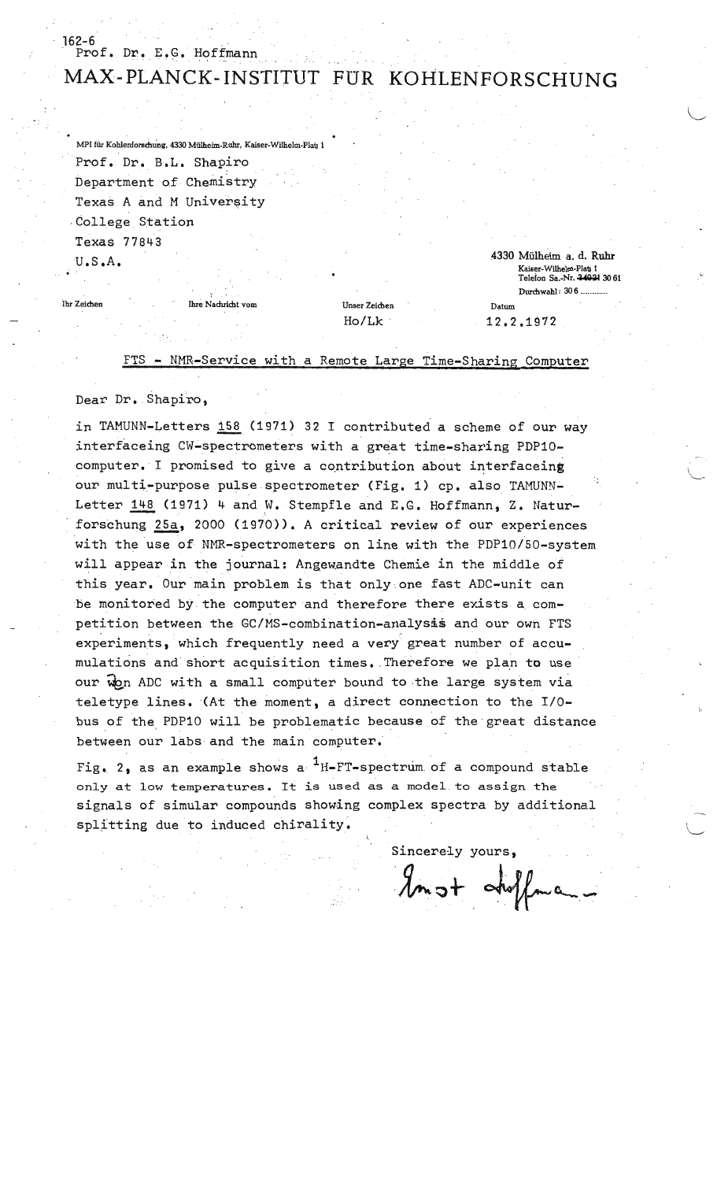162-6
Prof. Dr. E.G. Hoffmann

# MAX-PLANCK-INSTITUT FÜR KOHLENFORSCHUNG

MPI für Kohlenforschung, 4330 Mülheim-Ruhr, Kaiser-Wilhelm-Platz 1

Prof. Dr. B.L. Shapiro
Department of Chemistry
Texas A and M University
College Station
Texas 77843
U.S.A.

4330 Mülheim a. d. Ruhr
Kaiser-Wilhelm-Platz 1
Telefon Sa.-Nr. 3061
Durchwahl: 306 ...........

| Ihr Zeichen | Ihre Nachricht vom | Unser Zeichen | Datum |
|---|---|---|---|
| | | Ho/Lk | 12.2.1972 |

FTS - NMR-Service with a Remote Large Time-Sharing Computer

Dear Dr. Shapiro,

in TAMUNN-Letters 158 (1971) 32 I contributed a scheme of our way interfaceing CW-spectrometers with a great time-sharing PDP10-computer. I promised to give a contribution about interfaceing our multi-purpose pulse spectrometer (Fig. 1) cp. also TAMUNN-Letter 148 (1971) 4 and W. Stempfle and E.G. Hoffmann, Z. Naturforschung 25a, 2000 (1970)). A critical review of our experiences with the use of NMR-spectrometers on line with the PDP10/50-system will appear in the journal: Angewandte Chemie in the middle of this year. Our main problem is that only one fast ADC-unit can be monitored by the computer and therefore there exists a competition between the GC/MS-combination-analysis and our own FTS experiments, which frequently need a very great number of accumulations and short acquisition times. Therefore we plan to use our own ADC with a small computer bound to the large system via teletype lines. (At the moment, a direct connection to the I/O-bus of the PDP10 will be problematic because of the great distance between our labs and the main computer.

Fig. 2, as an example shows a $^{1}$H-FT-spectrum of a compound stable only at low temperatures. It is used as a model to assign the signals of simular compounds showing complex spectra by additional splitting due to induced chirality.

Sincerely yours,

Ernst Hoffmann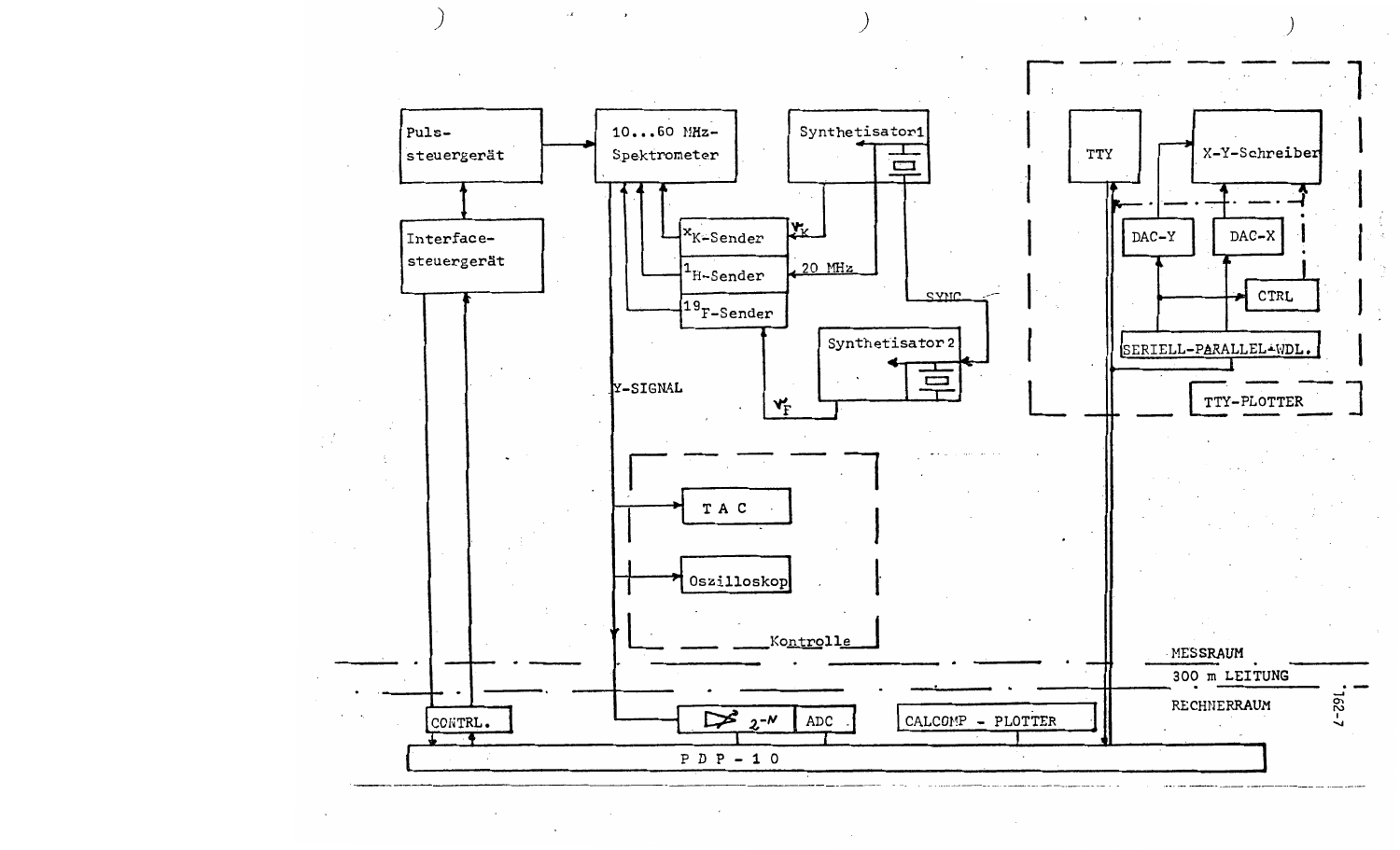Puls-
steuergerät

10...60 MHz-
Spektrometer

Synthetisator 1

TTY

X-Y-Schreiber

Interface-
steuergerät

$^{x}$K-Sender

$^{1}$H-Sender

$^{19}$F-Sender

$\nu_K$

20 MHz

SYNC

Synthetisator 2

$\nu_F$

DAC-Y

DAC-X

CTRL

SERIELL-PARALLEL-WDL.

TTY-PLOTTER

Y-SIGNAL

T A C

Oszilloskop

Kontrolle

MESSRAUM

300 m LEITUNG

RECHNERRAUM

CONTRL.

$2^{-N}$

ADC

CALCOMP - PLOTTER

P D P - 1 0

162-7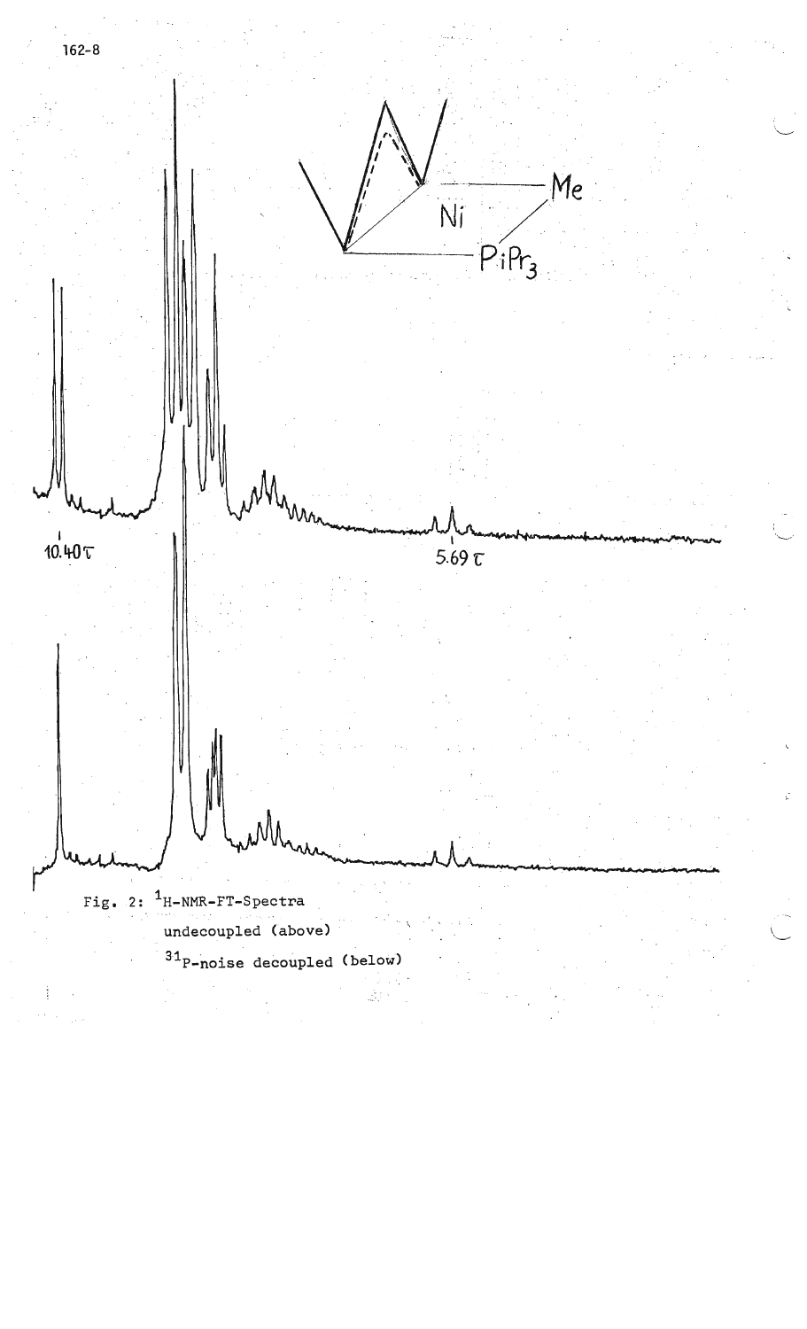Fig. 2: $^1$H-NMR-FT-Spectra

undecoupled (above)

$^{31}$P-noise decoupled (below)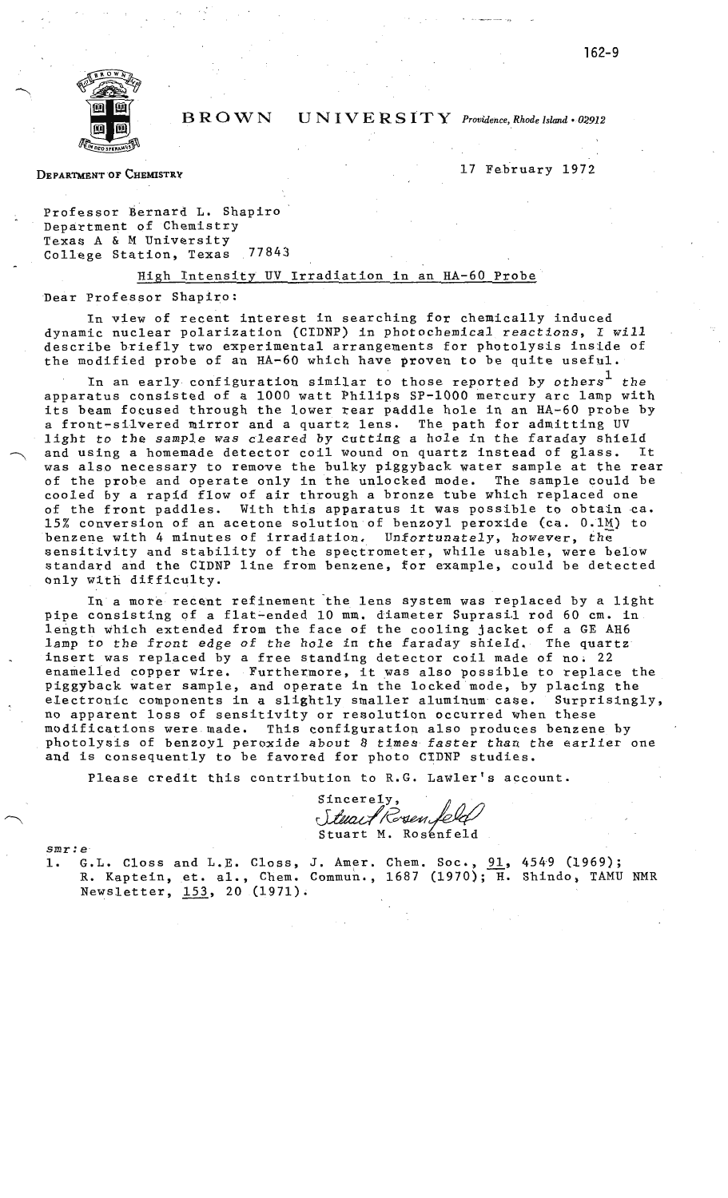**BROWN UNIVERSITY** *Providence, Rhode Island • 02912*

DEPARTMENT OF CHEMISTRY

17 February 1972

Professor Bernard L. Shapiro
Department of Chemistry
Texas A & M University
College Station, Texas 77843

## High Intensity UV Irradiation in an HA-60 Probe

Dear Professor Shapiro:

In view of recent interest in searching for chemically induced dynamic nuclear polarization (CIDNP) in photochemical reactions, I will describe briefly two experimental arrangements for photolysis inside of the modified probe of an HA-60 which have proven to be quite useful.

In an early configuration similar to those reported by others[1] the apparatus consisted of a 1000 watt Philips SP-1000 mercury arc lamp with its beam focused through the lower rear paddle hole in an HA-60 probe by a front-silvered mirror and a quartz lens. The path for admitting UV light to the sample was cleared by cutting a hole in the faraday shield and using a homemade detector coil wound on quartz instead of glass. It was also necessary to remove the bulky piggyback water sample at the rear of the probe and operate only in the unlocked mode. The sample could be cooled by a rapid flow of air through a bronze tube which replaced one of the front paddles. With this apparatus it was possible to obtain ca. 15% conversion of an acetone solution of benzoyl peroxide (ca. 0.1M) to benzene with 4 minutes of irradiation. Unfortunately, however, the sensitivity and stability of the spectrometer, while usable, were below standard and the CIDNP line from benzene, for example, could be detected only with difficulty.

In a more recent refinement the lens system was replaced by a light pipe consisting of a flat-ended 10 mm. diameter Suprasil rod 60 cm. in length which extended from the face of the cooling jacket of a GE AH6 lamp to the front edge of the hole in the faraday shield. The quartz insert was replaced by a free standing detector coil made of no. 22 enamelled copper wire. Furthermore, it was also possible to replace the piggyback water sample, and operate in the locked mode, by placing the electronic components in a slightly smaller aluminum case. Surprisingly, no apparent loss of sensitivity or resolution occurred when these modifications were made. This configuration also produces benzene by photolysis of benzoyl peroxide about 8 times faster than the earlier one and is consequently to be favored for photo CIDNP studies.

Please credit this contribution to R.G. Lawler's account.

Sincerely,

*Stuart Rosenfeld*

Stuart M. Rosenfeld

smr:e

1. G.L. Closs and L.E. Closs, J. Amer. Chem. Soc., 91, 4549 (1969); R. Kaptein, et. al., Chem. Commun., 1687 (1970); H. Shindo, TAMU NMR Newsletter, 153, 20 (1971).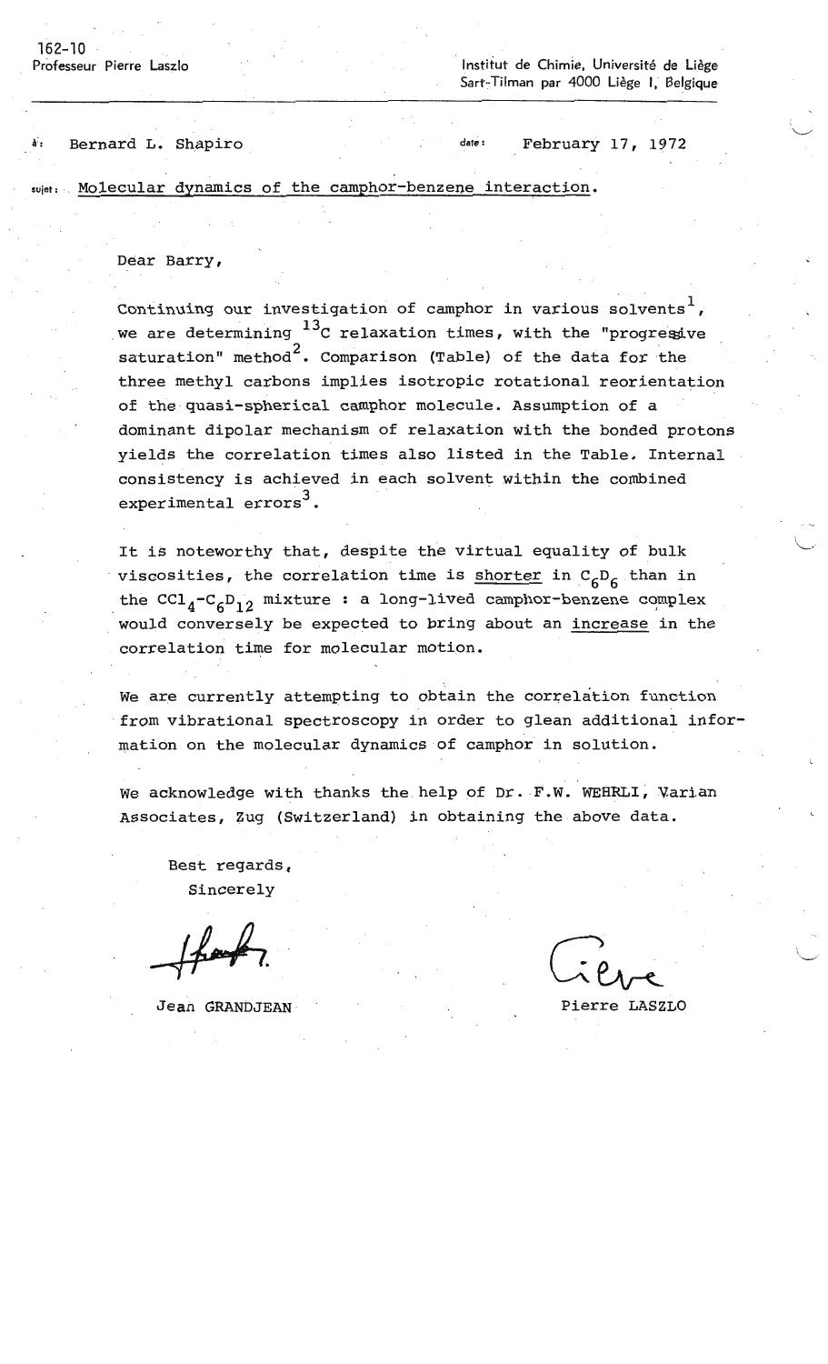162-10
Professeur Pierre Laszlo

Institut de Chimie, Université de Liège
Sart-Tilman par 4000 Liège I, Belgique

à: Bernard L. Shapiro

date: February 17, 1972

sujet: Molecular dynamics of the camphor-benzene interaction.

Dear Barry,

Continuing our investigation of camphor in various solvents[1], we are determining $^{13}C$ relaxation times, with the "progressive saturation" method[2]. Comparison (Table) of the data for the three methyl carbons implies isotropic rotational reorientation of the quasi-spherical camphor molecule. Assumption of a dominant dipolar mechanism of relaxation with the bonded protons yields the correlation times also listed in the Table. Internal consistency is achieved in each solvent within the combined experimental errors[3].

It is noteworthy that, despite the virtual equality of bulk viscosities, the correlation time is shorter in $C_6D_6$ than in the $CCl_4$-$C_6D_{12}$ mixture : a long-lived camphor-benzene complex would conversely be expected to bring about an increase in the correlation time for molecular motion.

We are currently attempting to obtain the correlation function from vibrational spectroscopy in order to glean additional information on the molecular dynamics of camphor in solution.

We acknowledge with thanks the help of Dr. F.W. WEHRLI, Varian Associates, Zug (Switzerland) in obtaining the above data.

Best regards,
Sincerely

Jean GRANDJEAN

Pierre LASZLO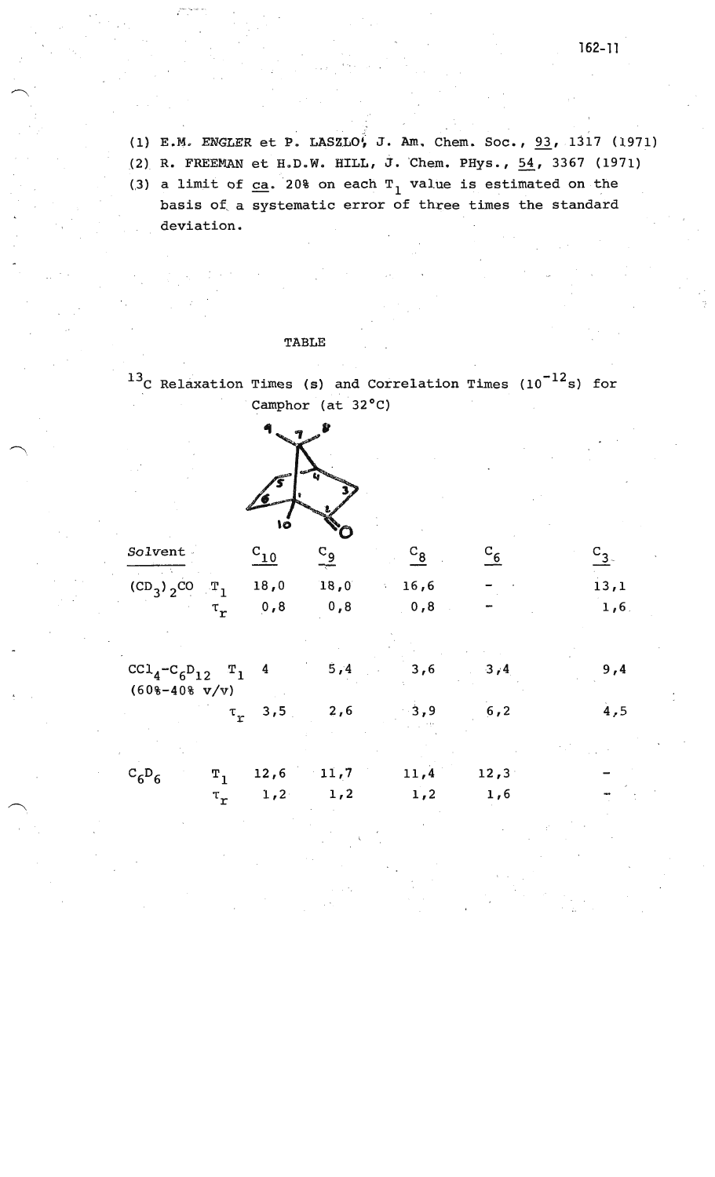(1) E.M. ENGLER et P. LASZLO, J. Am. Chem. Soc., 93, 1317 (1971)

(2) R. FREEMAN et H.D.W. HILL, J. Chem. PHys., 54, 3367 (1971)

(3) a limit of ca. 20% on each $T_1$ value is estimated on the basis of a systematic error of three times the standard deviation.

TABLE

$^{13}C$ Relaxation Times (s) and Correlation Times ($10^{-12}$s) for Camphor (at 32°C)

| Solvent | | $C_{10}$ | $C_9$ | $C_8$ | $C_6$ | $C_3$ |
|---|---|---|---|---|---|---|
| $(CD_3)_2CO$ | $T_1$ | 18,0 | 18,0 | 16,6 | - | 13,1 |
| | $\tau_r$ | 0,8 | 0,8 | 0,8 | - | 1,6 |
| $CCl_4$-$C_6D_{12}$ (60%-40% v/v) | $T_1$ | 4 | 5,4 | 3,6 | 3,4 | 9,4 |
| | $\tau_r$ | 3,5 | 2,6 | 3,9 | 6,2 | 4,5 |
| $C_6D_6$ | $T_1$ | 12,6 | 11,7 | 11,4 | 12,3 | - |
| | $\tau_r$ | 1,2 | 1,2 | 1,2 | 1,6 | - |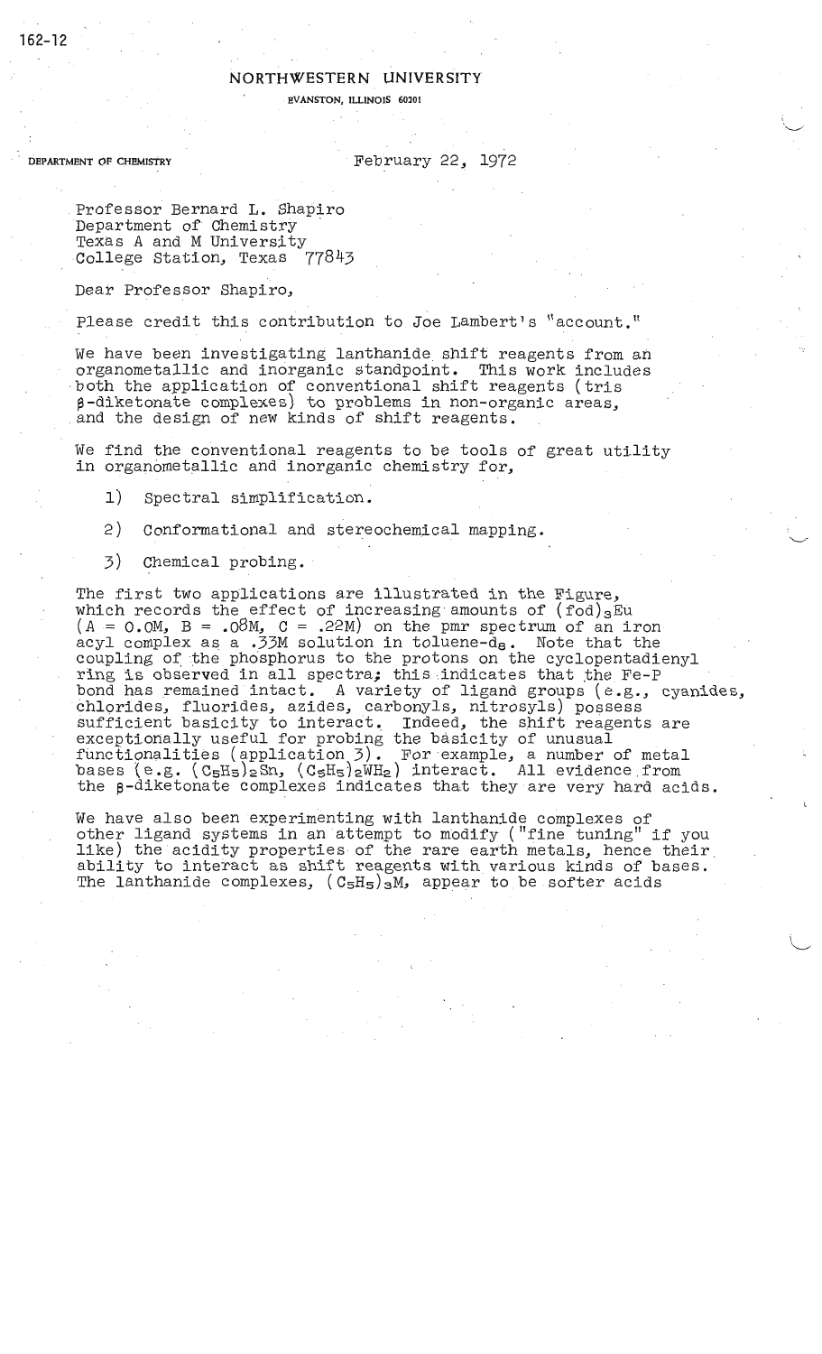NORTHWESTERN UNIVERSITY

EVANSTON, ILLINOIS 60201

DEPARTMENT OF CHEMISTRY

February 22, 1972

Professor Bernard L. Shapiro
Department of Chemistry
Texas A and M University
College Station, Texas 77843

Dear Professor Shapiro,

Please credit this contribution to Joe Lambert's "account."

We have been investigating lanthanide shift reagents from an organometallic and inorganic standpoint. This work includes both the application of conventional shift reagents (tris β-diketonate complexes) to problems in non-organic areas, and the design of new kinds of shift reagents.

We find the conventional reagents to be tools of great utility in organometallic and inorganic chemistry for,

1) Spectral simplification.

2) Conformational and stereochemical mapping.

3) Chemical probing.

The first two applications are illustrated in the Figure, which records the effect of increasing amounts of $(fod)_3Eu$ (A = 0.0M, B = .08M, C = .22M) on the pmr spectrum of an iron acyl complex as a .33M solution in toluene-$d_8$. Note that the coupling of the phosphorus to the protons on the cyclopentadienyl ring is observed in all spectra; this indicates that the Fe-P bond has remained intact. A variety of ligand groups (e.g., cyanides, chlorides, fluorides, azides, carbonyls, nitrosyls) possess sufficient basicity to interact. Indeed, the shift reagents are exceptionally useful for probing the basicity of unusual functionalities (application 3). For example, a number of metal bases (e.g. $(C_5H_5)_2Sn$, $(C_5H_5)_2WH_2$) interact. All evidence from the β-diketonate complexes indicates that they are very hard acids.

We have also been experimenting with lanthanide complexes of other ligand systems in an attempt to modify ("fine tuning" if you like) the acidity properties of the rare earth metals, hence their ability to interact as shift reagents with various kinds of bases. The lanthanide complexes, $(C_5H_5)_3M$, appear to be softer acids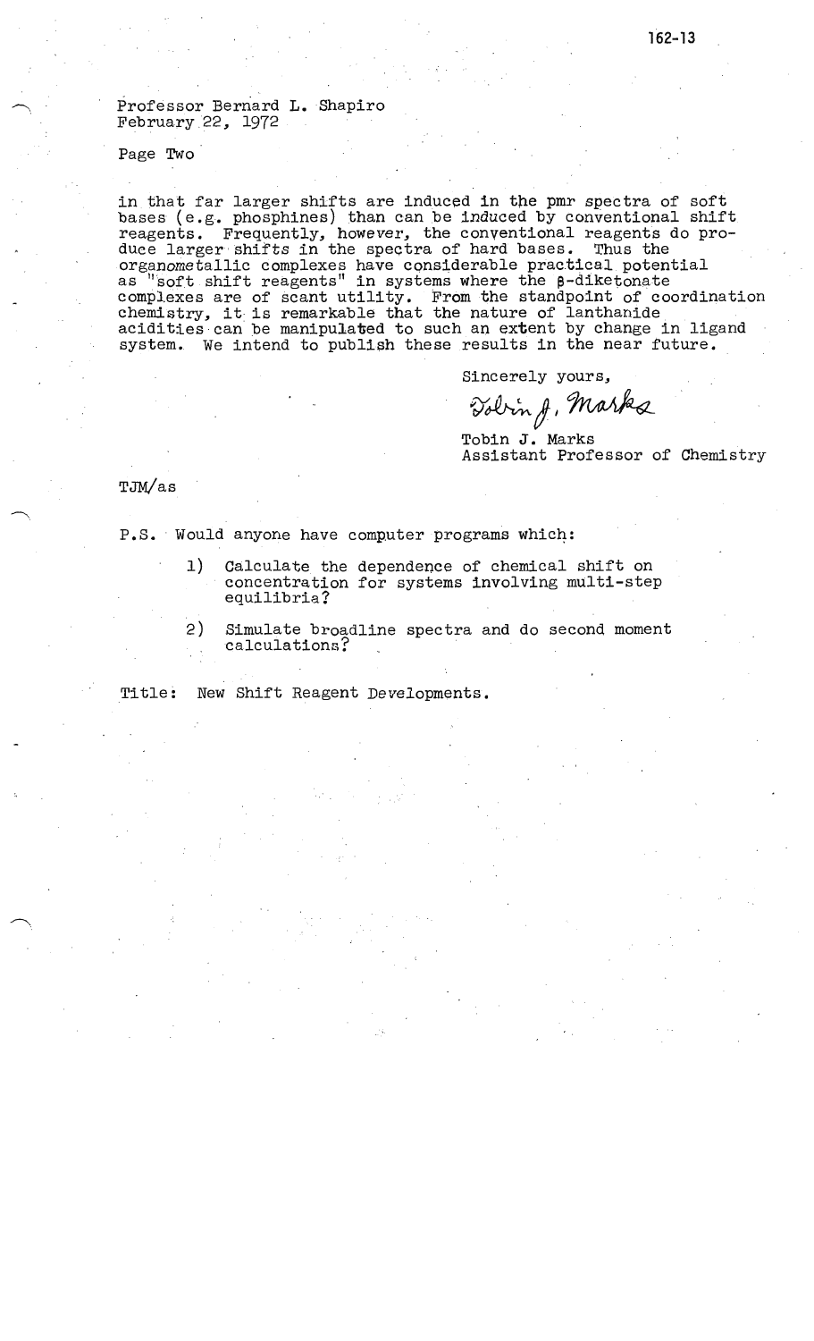Professor Bernard L. Shapiro
February 22, 1972

Page Two

in that far larger shifts are induced in the pmr spectra of soft bases (e.g. phosphines) than can be induced by conventional shift reagents. Frequently, however, the conventional reagents do produce larger shifts in the spectra of hard bases. Thus the organometallic complexes have considerable practical potential as "soft shift reagents" in systems where the β-diketonate complexes are of scant utility. From the standpoint of coordination chemistry, it is remarkable that the nature of lanthanide acidities can be manipulated to such an extent by change in ligand system. We intend to publish these results in the near future.

Sincerely yours,

*Tobin J. Marks*

Tobin J. Marks
Assistant Professor of Chemistry

TJM/as

P.S. Would anyone have computer programs which:

1) Calculate the dependence of chemical shift on concentration for systems involving multi-step equilibria?

2) Simulate broadline spectra and do second moment calculations?

Title: New Shift Reagent Developments.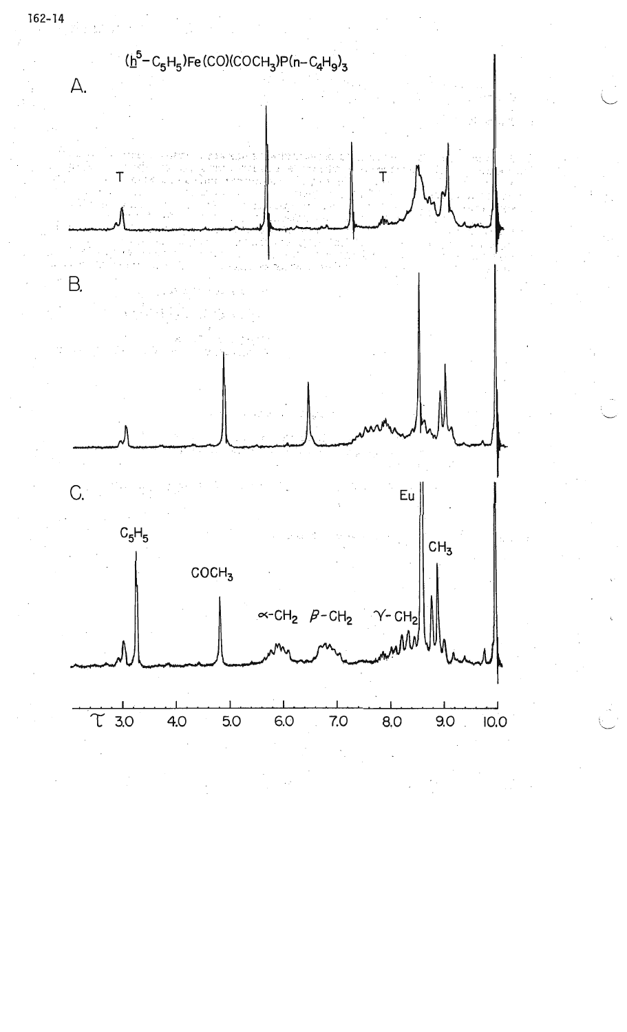$(h^5\text{-}C_5H_5)Fe(CO)(COCH_3)P(n\text{-}C_4H_9)_3$

A.

T T

B.

C.

$C_5H_5$ $COCH_3$ $\alpha\text{-}CH_2$ $\beta\text{-}CH_2$ $\gamma\text{-}CH_2$ Eu $CH_3$

$\tau$ 3.0 4.0 5.0 6.0 7.0 8.0 9.0 10.0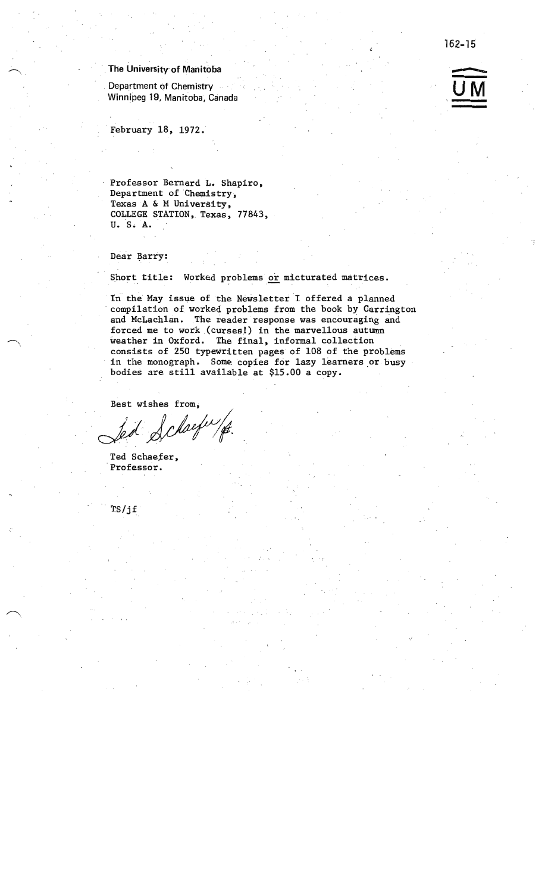162-15

**The University of Manitoba**

Department of Chemistry
Winnipeg 19, Manitoba, Canada

UM

February 18, 1972.

Professor Bernard L. Shapiro,
Department of Chemistry,
Texas A & M University,
COLLEGE STATION, Texas, 77843,
U. S. A.

Dear Barry:

Short title: Worked problems or micturated matrices.

In the May issue of the Newsletter I offered a planned compilation of worked problems from the book by Carrington and McLachlan. The reader response was encouraging and forced me to work (curses!) in the marvellous autumn weather in Oxford. The final, informal collection consists of 250 typewritten pages of 108 of the problems in the monograph. Some copies for lazy learners or busy bodies are still available at $15.00 a copy.

Best wishes from,

Ted Schaefer /jf

Ted Schaefer,
Professor.

TS/jf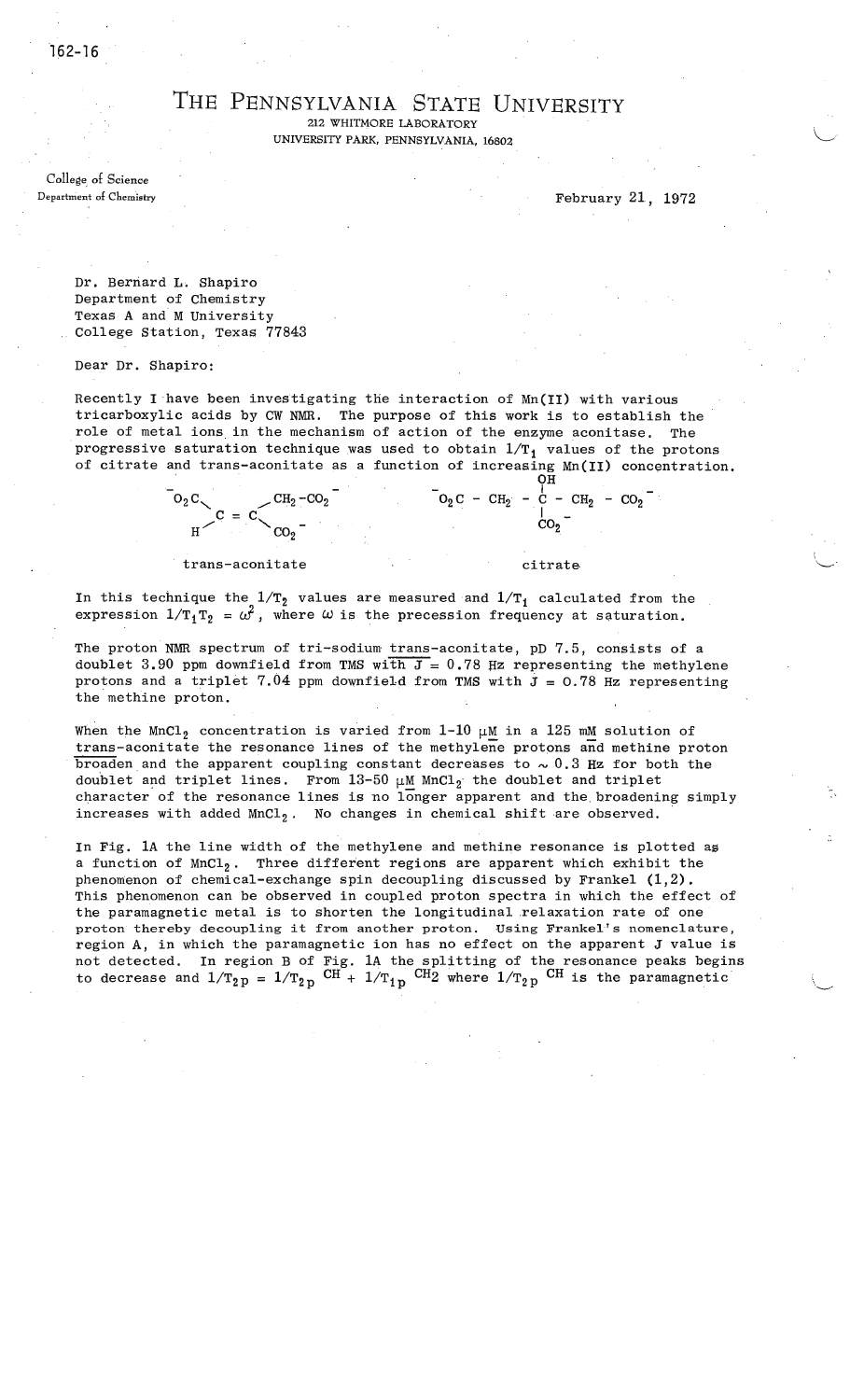THE PENNSYLVANIA STATE UNIVERSITY
212 WHITMORE LABORATORY
UNIVERSITY PARK, PENNSYLVANIA, 16802

College of Science
Department of Chemistry

February 21, 1972

Dr. Bernard L. Shapiro
Department of Chemistry
Texas A and M University
College Station, Texas 77843

Dear Dr. Shapiro:

Recently I have been investigating the interaction of Mn(II) with various tricarboxylic acids by CW NMR. The purpose of this work is to establish the role of metal ions in the mechanism of action of the enzyme aconitase. The progressive saturation technique was used to obtain $1/T_1$ values of the protons of citrate and trans-aconitate as a function of increasing Mn(II) concentration.

$^{-}O_2C(H)C=C(CH_2-CO_2^{-})(CO_2^{-})$ — trans-aconitate

$^{-}O_2C-CH_2-C(OH)(CO_2^{-})-CH_2-CO_2^{-}$ — citrate

In this technique the $1/T_2$ values are measured and $1/T_1$ calculated from the expression $1/T_1T_2 = \omega^2$, where $\omega$ is the precession frequency at saturation.

The proton NMR spectrum of tri-sodium trans-aconitate, pD 7.5, consists of a doublet 3.90 ppm downfield from TMS with $J = 0.78$ Hz representing the methylene protons and a triplet 7.04 ppm downfield from TMS with $J = 0.78$ Hz representing the methine proton.

When the $MnCl_2$ concentration is varied from 1-10 µM in a 125 mM solution of trans-aconitate the resonance lines of the methylene protons and methine proton broaden and the apparent coupling constant decreases to $\sim 0.3$ Hz for both the doublet and triplet lines. From 13-50 µM $MnCl_2$ the doublet and triplet character of the resonance lines is no longer apparent and the broadening simply increases with added $MnCl_2$. No changes in chemical shift are observed.

In Fig. 1A the line width of the methylene and methine resonance is plotted as a function of $MnCl_2$. Three different regions are apparent which exhibit the phenomenon of chemical-exchange spin decoupling discussed by Frankel (1,2). This phenomenon can be observed in coupled proton spectra in which the effect of the paramagnetic metal is to shorten the longitudinal relaxation rate of one proton thereby decoupling it from another proton. Using Frankel's nomenclature, region A, in which the paramagnetic ion has no effect on the apparent J value is not detected. In region B of Fig. 1A the splitting of the resonance peaks begins to decrease and $1/T_{2p} = 1/T_{2p}^{\ CH} + 1/T_{1p}^{\ CH_2}$ where $1/T_{2p}^{\ CH}$ is the paramagnetic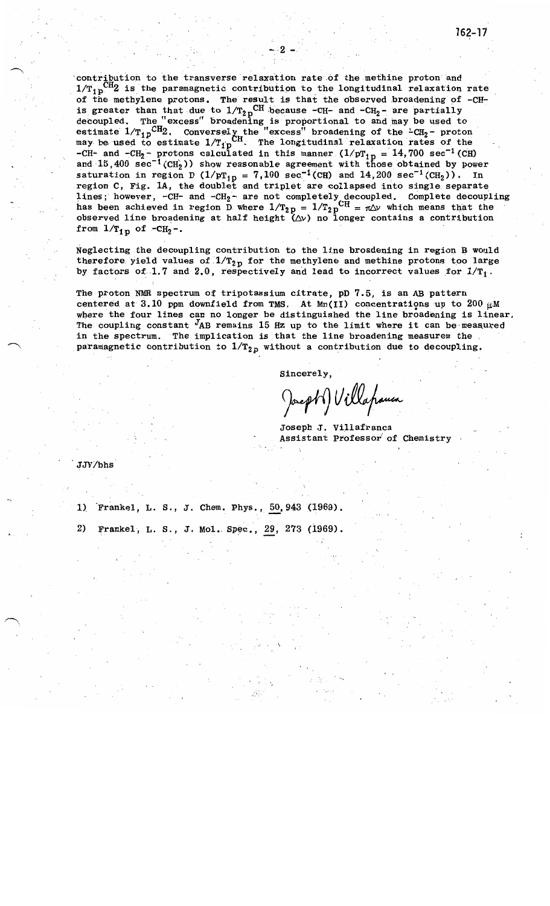contribution to the transverse relaxation rate of the methine proton and $1/T_{1p}^{CH_2}$ is the paramagnetic contribution to the longitudinal relaxation rate of the methylene protons. The result is that the observed broadening of -CH- is greater than that due to $1/T_{2p}^{CH}$ because -CH- and $-CH_2-$ are partially decoupled. The "excess" broadening is proportional to and may be used to estimate $1/T_{1p}^{CH_2}$. Conversely the "excess" broadening of the $-CH_2-$ proton may be used to estimate $1/T_{1p}^{CH}$. The longitudinal relaxation rates of the -CH- and $-CH_2-$ protons calculated in this manner ($1/pT_{1p} = 14{,}700$ $sec^{-1}$(CH) and $15{,}400$ $sec^{-1}$($CH_2$)) show reasonable agreement with those obtained by power saturation in region D ($1/pT_{1p} = 7{,}100$ $sec^{-1}$(CH) and $14{,}200$ $sec^{-1}$($CH_2$)). In region C, Fig. 1A, the doublet and triplet are collapsed into single separate lines; however, -CH- and $-CH_2-$ are not completely decoupled. Complete decoupling has been achieved in region D where $1/T_{2p} = 1/T_{2p}^{CH} = \pi\Delta\nu$ which means that the observed line broadening at half height ($\Delta\nu$) no longer contains a contribution from $1/T_{1p}$ of $-CH_2-$.

Neglecting the decoupling contribution to the line broadening in region B would therefore yield values of $1/T_{2p}$ for the methylene and methine protons too large by factors of 1.7 and 2.0, respectively and lead to incorrect values for $1/T_1$.

The proton NMR spectrum of tripotassium citrate, pD 7.5, is an AB pattern centered at 3.10 ppm downfield from TMS. At Mn(II) concentrations up to 200 $\mu$M where the four lines can no longer be distinguished the line broadening is linear. The coupling constant $^{J}AB$ remains 15 Hz up to the limit where it can be measured in the spectrum. The implication is that the line broadening measures the paramagnetic contribution to $1/T_{2p}$ without a contribution due to decoupling.

Sincerely,

Joseph J. Villafranca

Joseph J. Villafranca
Assistant Professor of Chemistry

JJV/bhs

1) Frankel, L. S., J. Chem. Phys., 50, 943 (1969).

2) Frankel, L. S., J. Mol. Spec., 29, 273 (1969).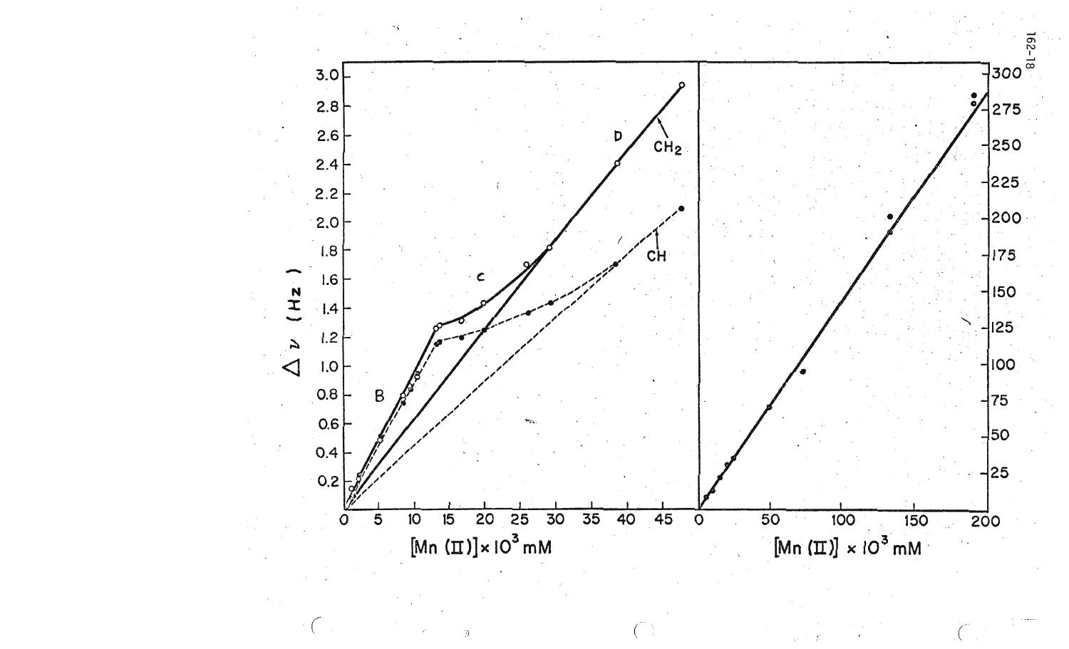$\Delta \nu$ (Hz)

$[Mn(II)] \times 10^3$ mM

$CH_2$

CH

B

C

D

$[Mn(II)] \times 10^3$ mM

162-18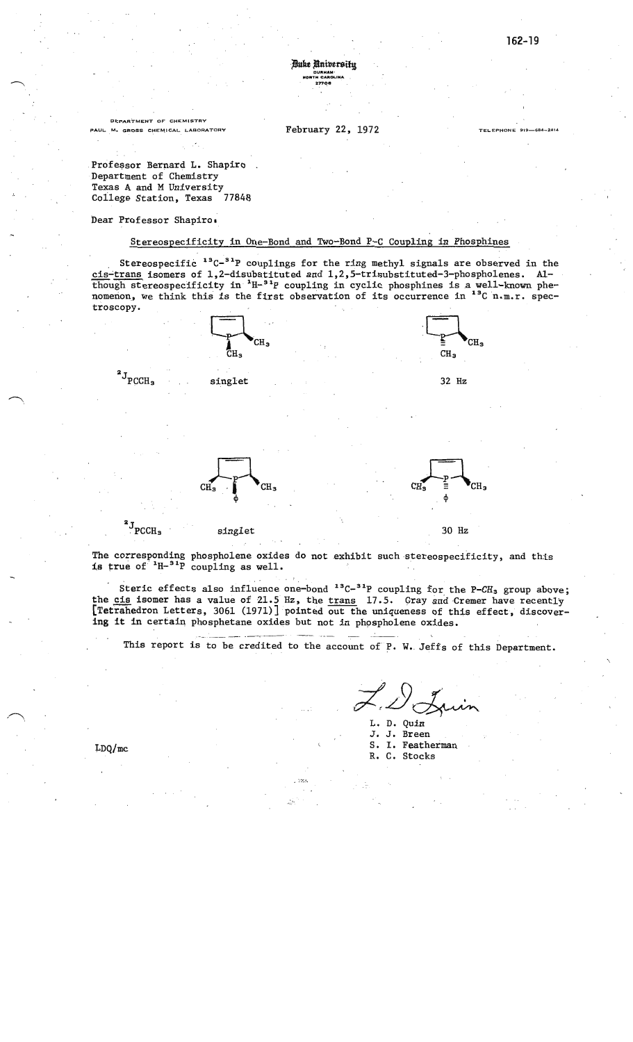Duke University
DURHAM
NORTH CAROLINA
27706

DEPARTMENT OF CHEMISTRY
PAUL M. GROSS CHEMICAL LABORATORY

February 22, 1972

TELEPHONE 919—684—2414

Professor Bernard L. Shapiro
Department of Chemistry
Texas A and M University
College Station, Texas 77848

Dear Professor Shapiro:

Stereospecificity in One-Bond and Two-Bond P-C Coupling in Phosphines

Stereospecific $^{13}C$-$^{31}P$ couplings for the ring methyl signals are observed in the cis-trans isomers of 1,2-disubstituted and 1,2,5-trisubstituted-3-phospholenes. Although stereospecificity in $^{1}H$-$^{31}P$ coupling in cyclic phosphines is a well-known phenomenon, we think this is the first observation of its occurrence in $^{13}C$ n.m.r. spectroscopy.

| | | |
|---|---|---|
| $^{2}J_{PCCH_3}$ | singlet | 32 Hz |
| $^{2}J_{PCCH_3}$ | singlet | 30 Hz |

The corresponding phospholene oxides do not exhibit such stereospecificity, and this is true of $^{1}H$-$^{31}P$ coupling as well.

Steric effects also influence one-bond $^{13}C$-$^{31}P$ coupling for the P-$CH_3$ group above; the cis isomer has a value of 21.5 Hz, the trans 17.5. Gray and Cremer have recently [Tetrahedron Letters, 3061 (1971)] pointed out the uniqueness of this effect, discovering it in certain phosphetane oxides but not in phospholene oxides.

This report is to be credited to the account of P. W. Jeffs of this Department.

L. D. Quin
J. J. Breen
S. I. Featherman
R. C. Stocks

LDQ/mc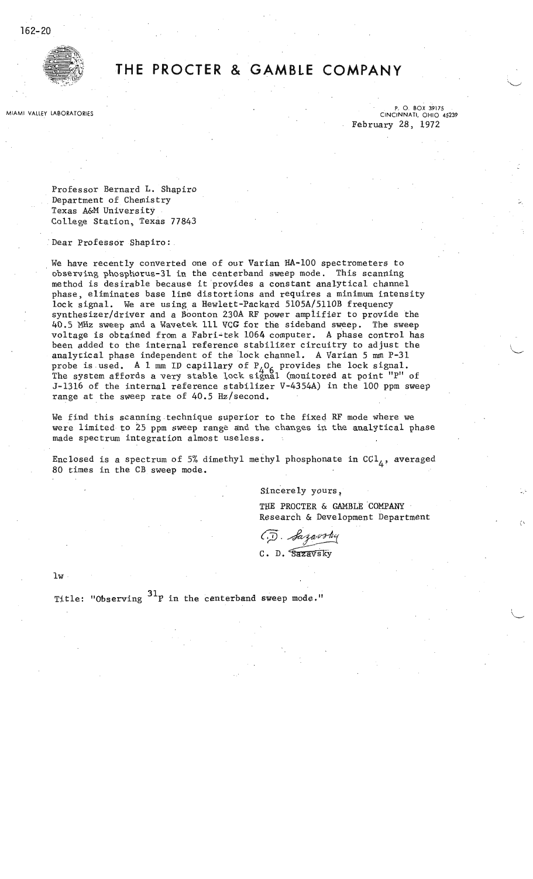162-20

# THE PROCTER & GAMBLE COMPANY

MIAMI VALLEY LABORATORIES

P. O. BOX 39175
CINCINNATI, OHIO 45239

February 28, 1972

Professor Bernard L. Shapiro
Department of Chemistry
Texas A&M University
College Station, Texas 77843

Dear Professor Shapiro:

We have recently converted one of our Varian HA-100 spectrometers to observing phosphorus-31 in the centerband sweep mode. This scanning method is desirable because it provides a constant analytical channel phase, eliminates base line distortions and requires a minimum intensity lock signal. We are using a Hewlett-Packard 5105A/5110B frequency synthesizer/driver and a Boonton 230A RF power amplifier to provide the 40.5 MHz sweep and a Wavetek 111 VCG for the sideband sweep. The sweep voltage is obtained from a Fabri-tek 1064 computer. A phase control has been added to the internal reference stabilizer circuitry to adjust the analytical phase independent of the lock channel. A Varian 5 mm P-31 probe is used. A 1 mm ID capillary of $P_4O_6$ provides the lock signal. The system affords a very stable lock signal (monitored at point "P" of J-1316 of the internal reference stabilizer V-4354A) in the 100 ppm sweep range at the sweep rate of 40.5 Hz/second.

We find this scanning technique superior to the fixed RF mode where we were limited to 25 ppm sweep range and the changes in the analytical phase made spectrum integration almost useless.

Enclosed is a spectrum of 5% dimethyl methyl phosphonate in $CCl_4$, averaged 80 times in the CB sweep mode.

Sincerely yours,

THE PROCTER & GAMBLE COMPANY
Research & Development Department

C. D. Sazavsky

C. D. Sazavsky

lw

Title: "Observing $^{31}P$ in the centerband sweep mode."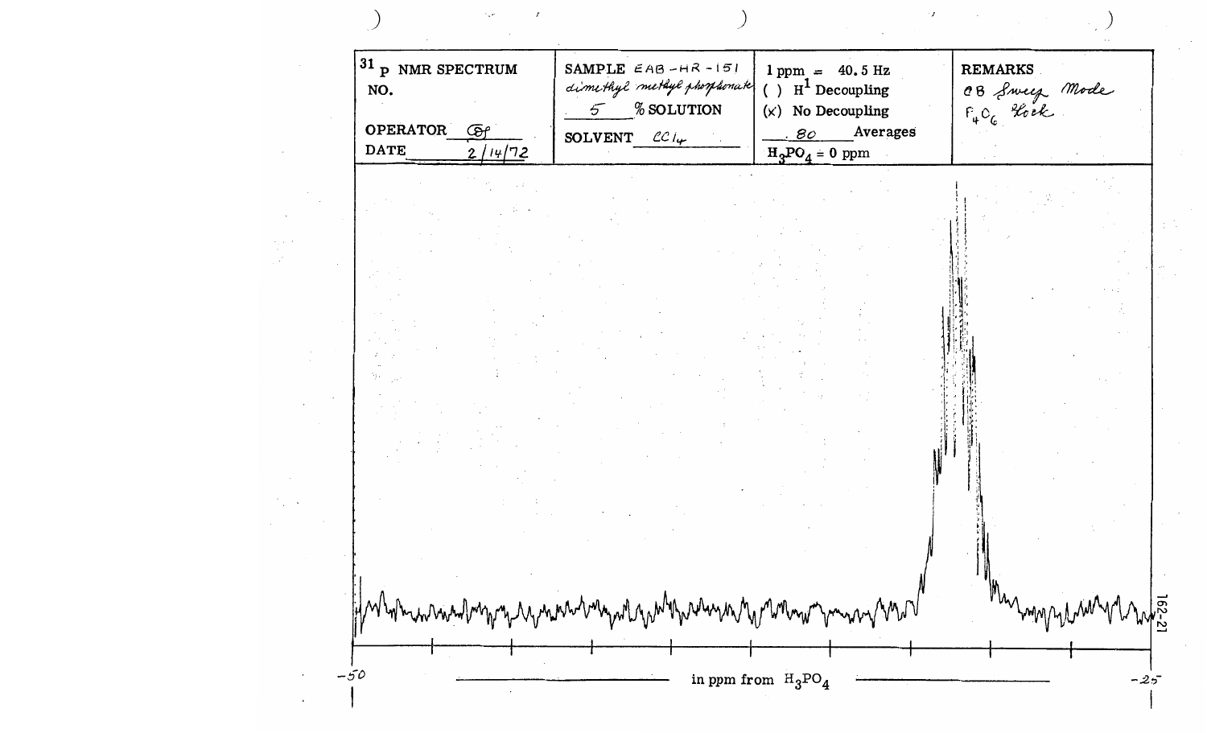| $^{31}$P NMR SPECTRUM NO. | SAMPLE EAB-HR-151 dimethyl methyl phosphonate | 1 ppm = 40.5 Hz | REMARKS |
| --- | --- | --- | --- |
| OPERATOR GP | 5 % SOLUTION | ( ) $H^1$ Decoupling | CB Sweep Mode |
| DATE 2/14/72 | SOLVENT $CCl_4$ | (x) No Decoupling | $F_4C_6$ Lock |
| | | 80 Averages | |
| | | $H_3PO_4$ = 0 ppm | |

-50 ——— in ppm from $H_3PO_4$ ——— -25

162-21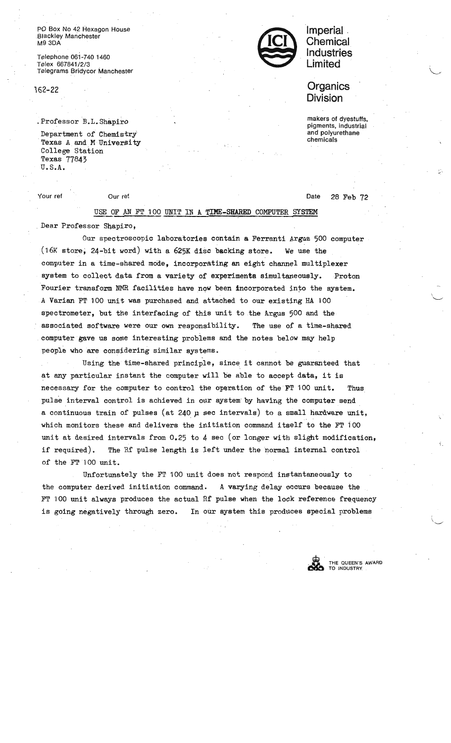PO Box No 42 Hexagon House
Blackley Manchester
M9 3DA

Telephone 061-740 1460
Telex 667841/2/3
Telegrams Bridycor Manchester

162-22

**Imperial Chemical Industries Limited**

**Organics Division**

makers of dyestuffs, pigments, industrial and polyurethane chemicals

Professor B.L.Shapiro
Department of Chemistry
Texas A and M University
College Station
Texas 77843
U.S.A.

Your ref　　Our ref　　Date 28 Feb 72

USE OF AN FT 100 UNIT IN A TIME-SHARED COMPUTER SYSTEM

Dear Professor Shapiro,

Our spectroscopic laboratories contain a Ferranti Argus 500 computer (16K store, 24-bit word) with a 625K disc backing store. We use the computer in a time-shared mode, incorporating an eight channel multiplexer system to collect data from a variety of experiments simultaneously. Proton Fourier transform NMR facilities have now been incorporated into the system. A Varian FT 100 unit was purchased and attached to our existing HA 100 spectrometer, but the interfacing of this unit to the Argus 500 and the associated software were our own responsibility. The use of a time-shared computer gave us some interesting problems and the notes below may help people who are considering similar systems.

Using the time-shared principle, since it cannot be guaranteed that at any particular instant the computer will be able to accept data, it is necessary for the computer to control the operation of the FT 100 unit. Thus pulse interval control is achieved in our system by having the computer send a continuous train of pulses (at 240 $\mu$ sec intervals) to a small hardware unit, which monitors these and delivers the initiation command itself to the FT 100 unit at desired intervals from 0.25 to 4 sec (or longer with slight modification, if required). The Rf pulse length is left under the normal internal control of the FT 100 unit.

Unfortunately the FT 100 unit does not respond instantaneously to the computer derived initiation command. A varying delay occurs because the FT 100 unit always produces the actual Rf pulse when the lock reference frequency is going negatively through zero. In our system this produces special problems

THE QUEEN'S AWARD TO INDUSTRY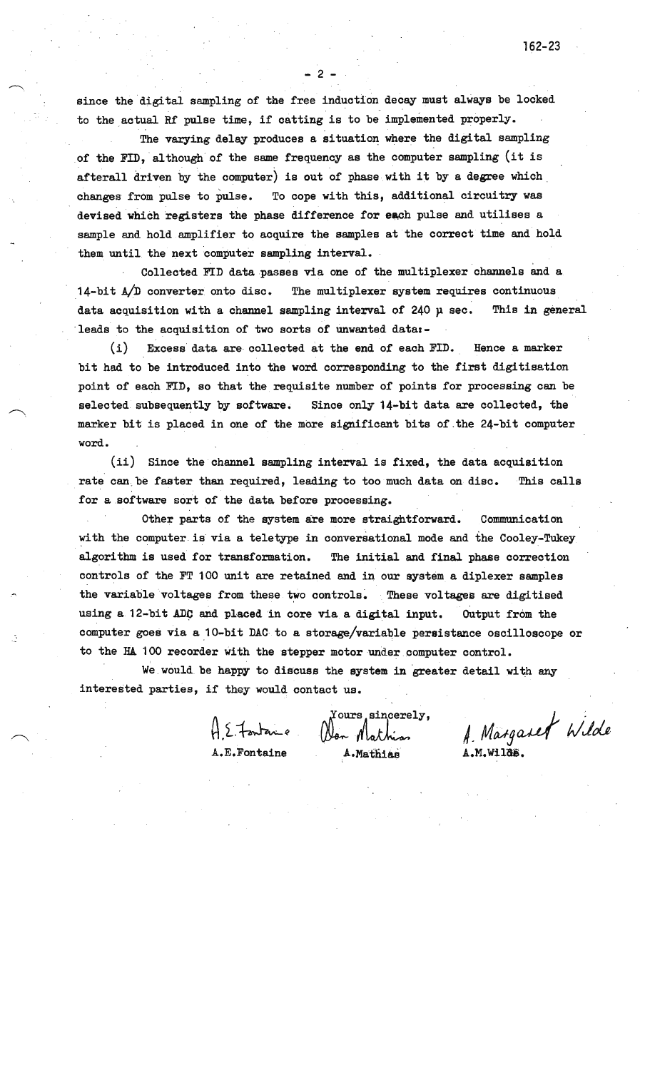since the digital sampling of the free induction decay must always be locked to the actual Rf pulse time, if catting is to be implemented properly.

The varying delay produces a situation where the digital sampling of the FID, although of the same frequency as the computer sampling (it is afterall driven by the computer) is out of phase with it by a degree which changes from pulse to pulse. To cope with this, additional circuitry was devised which registers the phase difference for each pulse and utilises a sample and hold amplifier to acquire the samples at the correct time and hold them until the next computer sampling interval.

Collected FID data passes via one of the multiplexer channels and a 14-bit A/D converter onto disc. The multiplexer system requires continuous data acquisition with a channel sampling interval of 240 μ sec. This in general leads to the acquisition of two sorts of unwanted data:-

(i) Excess data are collected at the end of each FID. Hence a marker bit had to be introduced into the word corresponding to the first digitisation point of each FID, so that the requisite number of points for processing can be selected subsequently by software. Since only 14-bit data are collected, the marker bit is placed in one of the more significant bits of the 24-bit computer word.

(ii) Since the channel sampling interval is fixed, the data acquisition rate can be faster than required, leading to too much data on disc. This calls for a software sort of the data before processing.

Other parts of the system are more straightforward. Communication with the computer is via a teletype in conversational mode and the Cooley-Tukey algorithm is used for transformation. The initial and final phase correction controls of the FT 100 unit are retained and in our system a diplexer samples the variable voltages from these two controls. These voltages are digitised using a 12-bit ADC and placed in core via a digital input. Output from the computer goes via a 10-bit DAC to a storage/variable persistance oscilloscope or to the HA 100 recorder with the stepper motor under computer control.

We would be happy to discuss the system in greater detail with any interested parties, if they would contact us.

Yours sincerely,

A.E.Fontaine    A.Mathias    A.M.Wilde.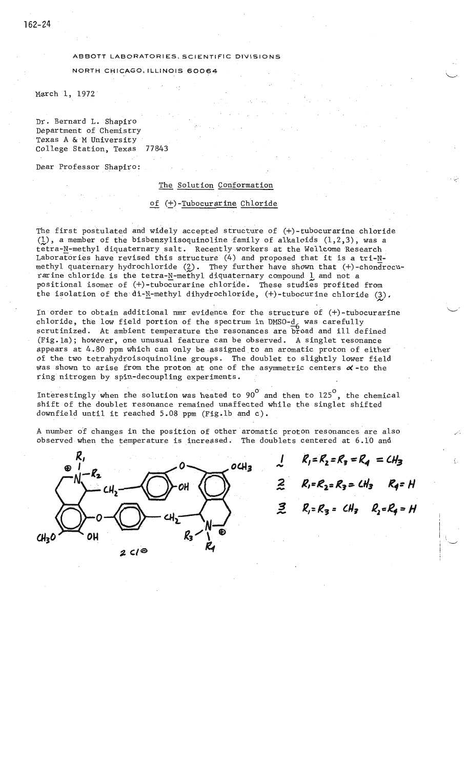ABBOTT LABORATORIES, SCIENTIFIC DIVISIONS

NORTH CHICAGO, ILLINOIS 60064

March 1, 1972

Dr. Bernard L. Shapiro
Department of Chemistry
Texas A & M University
College Station, Texas 77843

Dear Professor Shapiro:

## The Solution Conformation of (+)-Tubocurarine Chloride

The first postulated and widely accepted structure of (+)-tubocurarine chloride (1), a member of the bisbenzylisoquinoline family of alkaloids (1,2,3), was a tetra-N-methyl diquaternary salt. Recently workers at the Wellcome Research Laboratories have revised this structure (4) and proposed that it is a tri-N-methyl quaternary hydrochloride (2). They further have shown that (+)-chondrocurarine chloride is the tetra-N-methyl diquaternary compound 1 and not a positional isomer of (+)-tubocurarine chloride. These studies profited from the isolation of the di-N-methyl dihydrochloride, (+)-tubocurine chloride (3).

In order to obtain additional nmr evidence for the structure of (+)-tubocurarine chloride, the low field portion of the spectrum in DMSO-$d_6$ was carefully scrutinized. At ambient temperature the resonances are broad and ill defined (Fig.1a); however, one unusual feature can be observed. A singlet resonance appears at 4.80 ppm which can only be assigned to an aromatic proton of either of the two tetrahydroisoquinoline groups. The doublet to slightly lower field was shown to arise from the proton at one of the asymmetric centers $\alpha$-to the ring nitrogen by spin-decoupling experiments.

Interestingly when the solution was heated to 90° and then to 125°, the chemical shift of the doublet resonance remained unaffected while the singlet shifted downfield until it reached 5.08 ppm (Fig.1b and c).

A number of changes in the position of other aromatic proton resonances are also observed when the temperature is increased. The doublets centered at 6.10 and

1 $R_1 = R_2 = R_3 = R_4 = CH_3$

2 $R_1 = R_2 = R_3 = CH_3 \quad R_4 = H$

3 $R_1 = R_3 = CH_3 \quad R_2 = R_4 = H$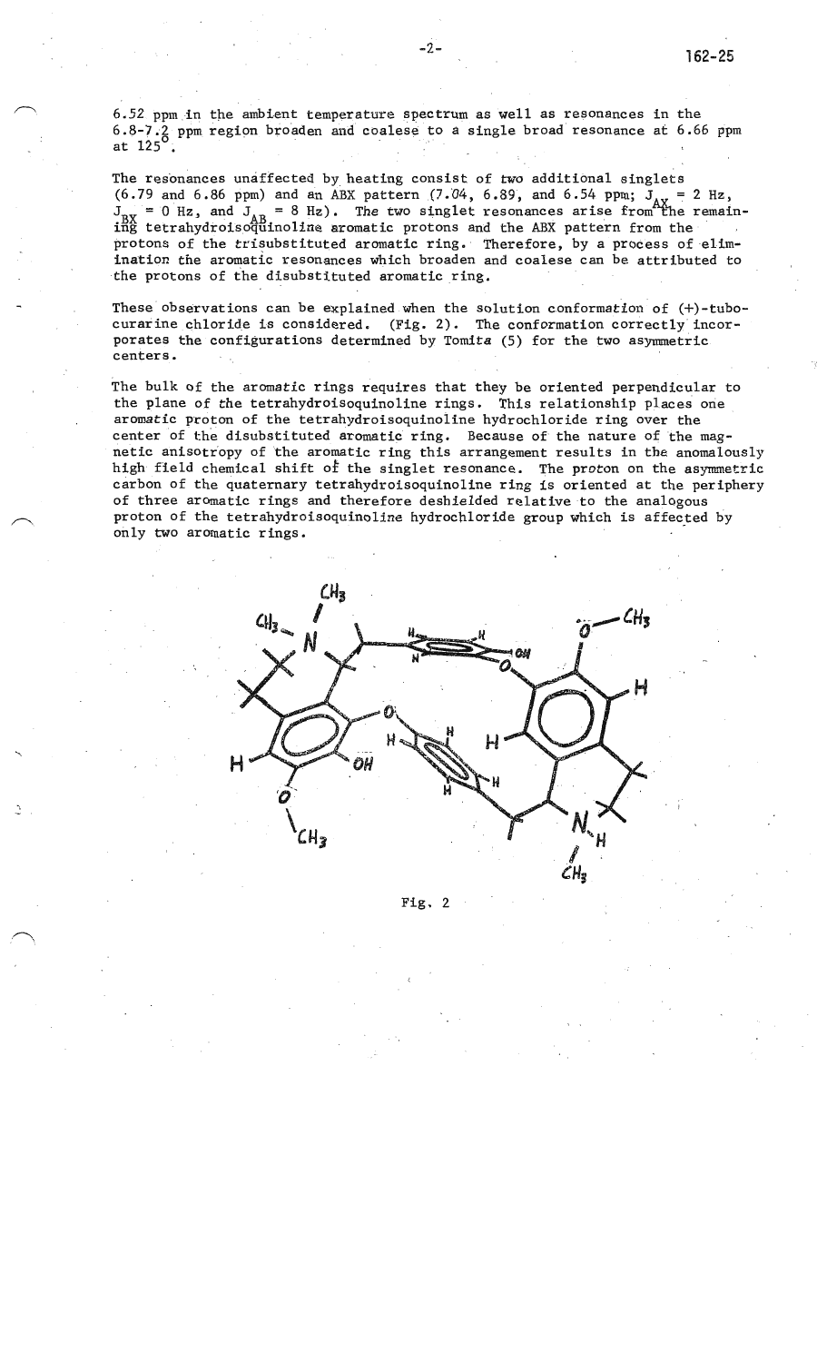6.52 ppm in the ambient temperature spectrum as well as resonances in the 6.8-7.2 ppm region broaden and coalese to a single broad resonance at 6.66 ppm at 125°.

The resonances unaffected by heating consist of two additional singlets (6.79 and 6.86 ppm) and an ABX pattern (7.04, 6.89, and 6.54 ppm; $J_{AX}$ = 2 Hz, $J_{BX}$ = 0 Hz, and $J_{AB}$ = 8 Hz). The two singlet resonances arise from the remaining tetrahydroisoquinoline aromatic protons and the ABX pattern from the protons of the trisubstituted aromatic ring. Therefore, by a process of elimination the aromatic resonances which broaden and coalese can be attributed to the protons of the disubstituted aromatic ring.

These observations can be explained when the solution conformation of (+)-tubocurarine chloride is considered. (Fig. 2). The conformation correctly incorporates the configurations determined by Tomita (5) for the two asymmetric centers.

The bulk of the aromatic rings requires that they be oriented perpendicular to the plane of the tetrahydroisoquinoline rings. This relationship places one aromatic proton of the tetrahydroisoquinoline hydrochloride ring over the center of the disubstituted aromatic ring. Because of the nature of the magnetic anisotropy of the aromatic ring this arrangement results in the anomalously high field chemical shift of the singlet resonance. The proton on the asymmetric carbon of the quaternary tetrahydroisoquinoline ring is oriented at the periphery of three aromatic rings and therefore deshielded relative to the analogous proton of the tetrahydroisoquinoline hydrochloride group which is affected by only two aromatic rings.

Fig. 2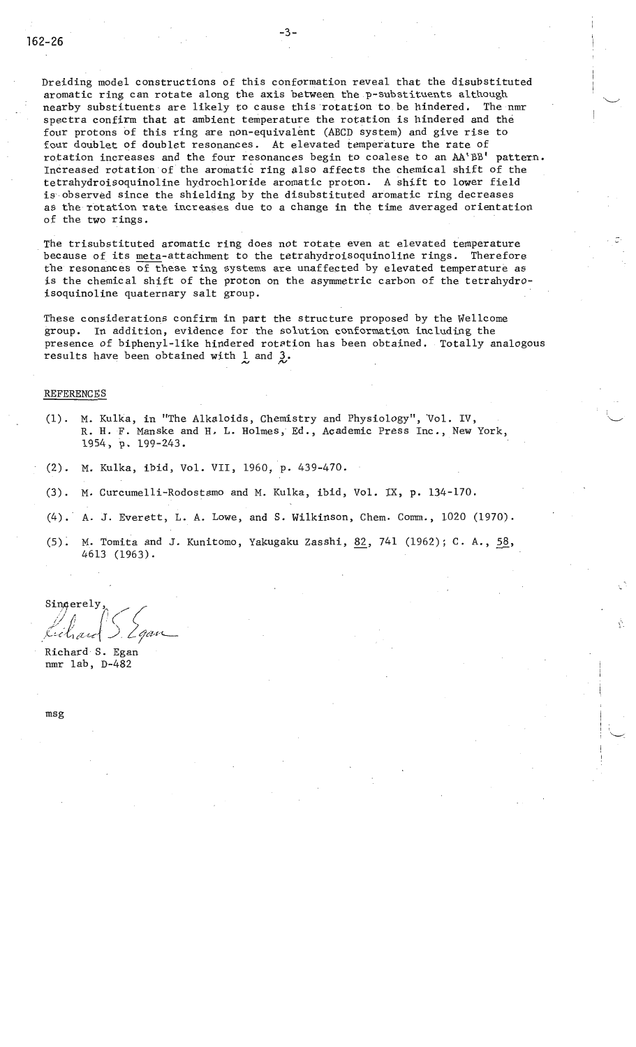Dreiding model constructions of this conformation reveal that the disubstituted aromatic ring can rotate along the axis between the p-substituents although nearby substituents are likely to cause this rotation to be hindered. The nmr spectra confirm that at ambient temperature the rotation is hindered and the four protons of this ring are non-equivalent (ABCD system) and give rise to four doublet of doublet resonances. At elevated temperature the rate of rotation increases and the four resonances begin to coalese to an AA'BB' pattern. Increased rotation of the aromatic ring also affects the chemical shift of the tetrahydroisoquinoline hydrochloride aromatic proton. A shift to lower field is observed since the shielding by the disubstituted aromatic ring decreases as the rotation rate increases due to a change in the time averaged orientation of the two rings.

The trisubstituted aromatic ring does not rotate even at elevated temperature because of its meta-attachment to the tetrahydroisoquinoline rings. Therefore the resonances of these ring systems are unaffected by elevated temperature as is the chemical shift of the proton on the asymmetric carbon of the tetrahydroisoquinoline quaternary salt group.

These considerations confirm in part the structure proposed by the Wellcome group. In addition, evidence for the solution conformation including the presence of biphenyl-like hindered rotation has been obtained. Totally analogous results have been obtained with **1** and **3**.

## REFERENCES

(1). M. Kulka, in "The Alkaloids, Chemistry and Physiology", Vol. IV, R. H. F. Manske and H. L. Holmes, Ed., Academic Press Inc., New York, 1954, p. 199-243.

(2). M. Kulka, ibid, Vol. VII, 1960, p. 439-470.

(3). M. Curcumelli-Rodostamo and M. Kulka, ibid, Vol. IX, p. 134-170.

(4). A. J. Everett, L. A. Lowe, and S. Wilkinson, Chem. Comm., 1020 (1970).

(5). M. Tomita and J. Kunitomo, Yakugaku Zasshi, 82, 741 (1962); C. A., 58, 4613 (1963).

Sincerely,

Richard S. Egan
nmr lab, D-482

msg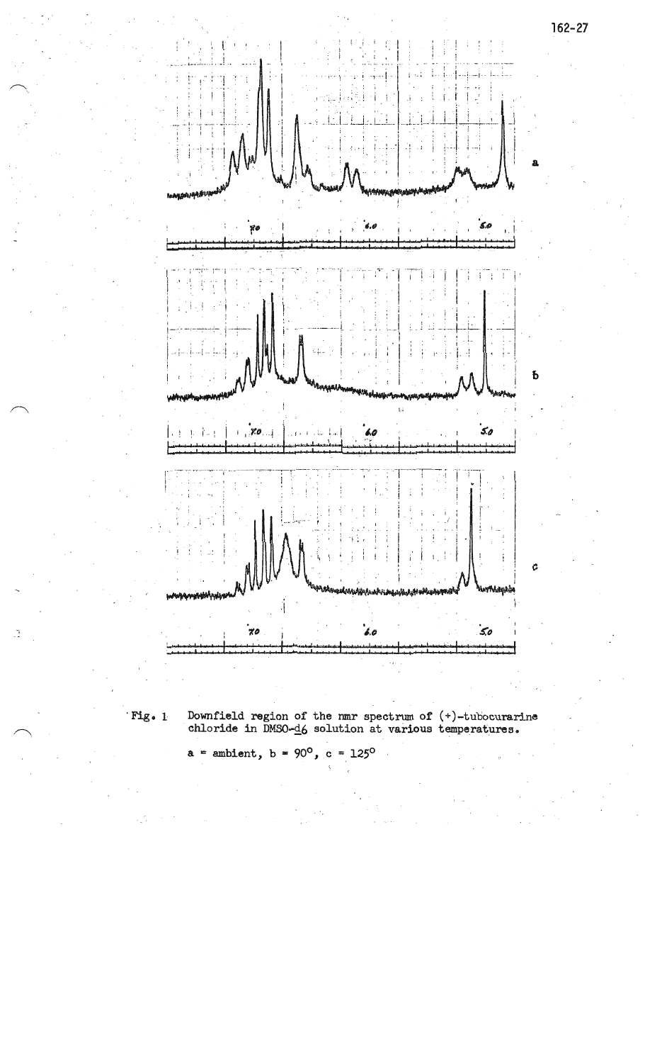Fig. 1 Downfield region of the nmr spectrum of (+)-tubocurarine chloride in DMSO-$d_6$ solution at various temperatures.

a = ambient, b = 90°, c = 125°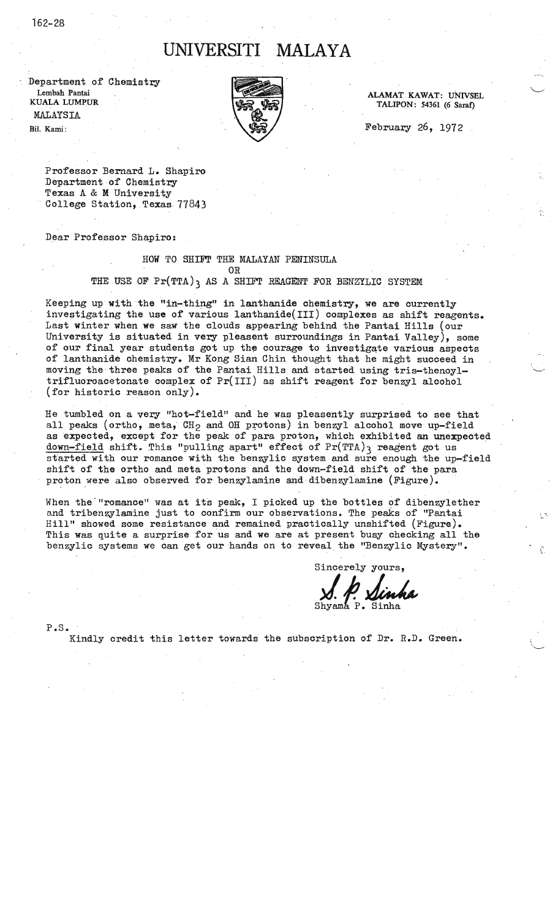162-28

# UNIVERSITI MALAYA

Department of Chemistry
Lembah Pantai
KUALA LUMPUR
MALAYSIA
Bil. Kami:

ALAMAT KAWAT: UNIVSEL
TALIPON: 54361 (6 Saraf)

February 26, 1972

Professor Bernard L. Shapiro
Department of Chemistry
Texas A & M University
College Station, Texas 77843

Dear Professor Shapiro:

HOW TO SHIFT THE MALAYAN PENINSULA
OR
THE USE OF $Pr(TTA)_3$ AS A SHIFT REAGENT FOR BENZYLIC SYSTEM

Keeping up with the "in-thing" in lanthanide chemistry, we are currently investigating the use of various lanthanide(III) complexes as shift reagents. Last winter when we saw the clouds appearing behind the Pantai Hills (our University is situated in very pleasent surroundings in Pantai Valley), some of our final year students got up the courage to investigate various aspects of lanthanide chemistry. Mr Kong Sian Chin thought that he might succeed in moving the three peaks of the Pantai Hills and started using tris-thenoyl-trifluoroacetonate complex of Pr(III) as shift reagent for benzyl alcohol (for historic reason only).

He tumbled on a very "hot-field" and he was pleasently surprised to see that all peaks (ortho, meta, $CH_2$ and OH protons) in benzyl alcohol move up-field as expected, except for the peak of para proton, which exhibited an unexpected down-field shift. This "pulling apart" effect of $Pr(TTA)_3$ reagent got us started with our romance with the benzylic system and sure enough the up-field shift of the ortho and meta protons and the down-field shift of the para proton were also observed for benzylamine and dibenzylamine (Figure).

When the "romance" was at its peak, I picked up the bottles of dibenzylether and tribenzylamine just to confirm our observations. The peaks of "Pantai Hill" showed some resistance and remained practically unshifted (Figure). This was quite a surprise for us and we are at present busy checking all the benzylic systems we can get our hands on to reveal the "Benzylic Mystery".

Sincerely yours,

S. P. Sinha

Shyama P. Sinha

P.S.
Kindly credit this letter towards the subscription of Dr. R.D. Green.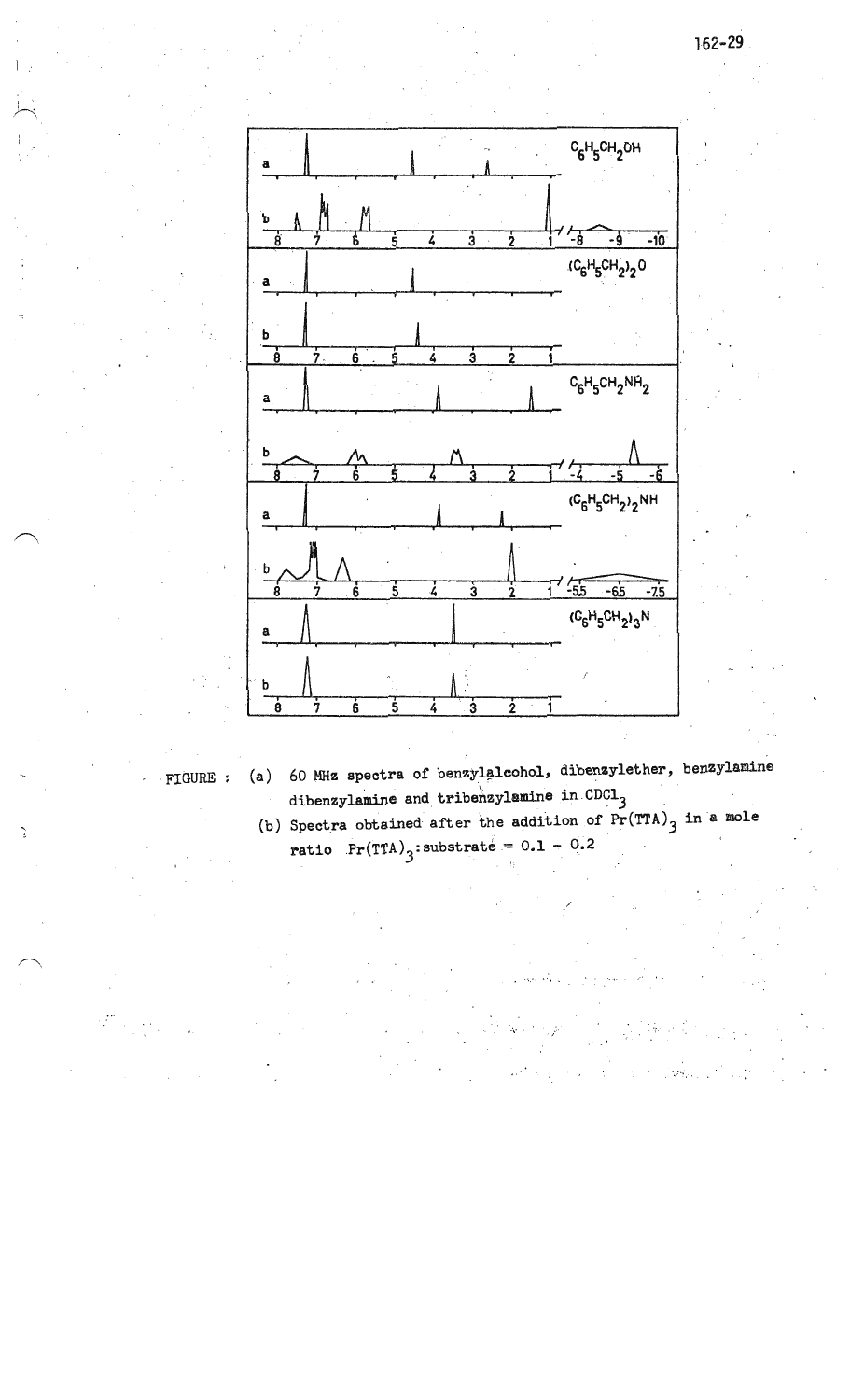FIGURE : (a) 60 MHz spectra of benzylalcohol, dibenzylether, benzylamine dibenzylamine and tribenzylamine in $CDCl_3$

(b) Spectra obtained after the addition of $Pr(TTA)_3$ in a mole ratio $Pr(TTA)_3$:substrate = 0.1 - 0.2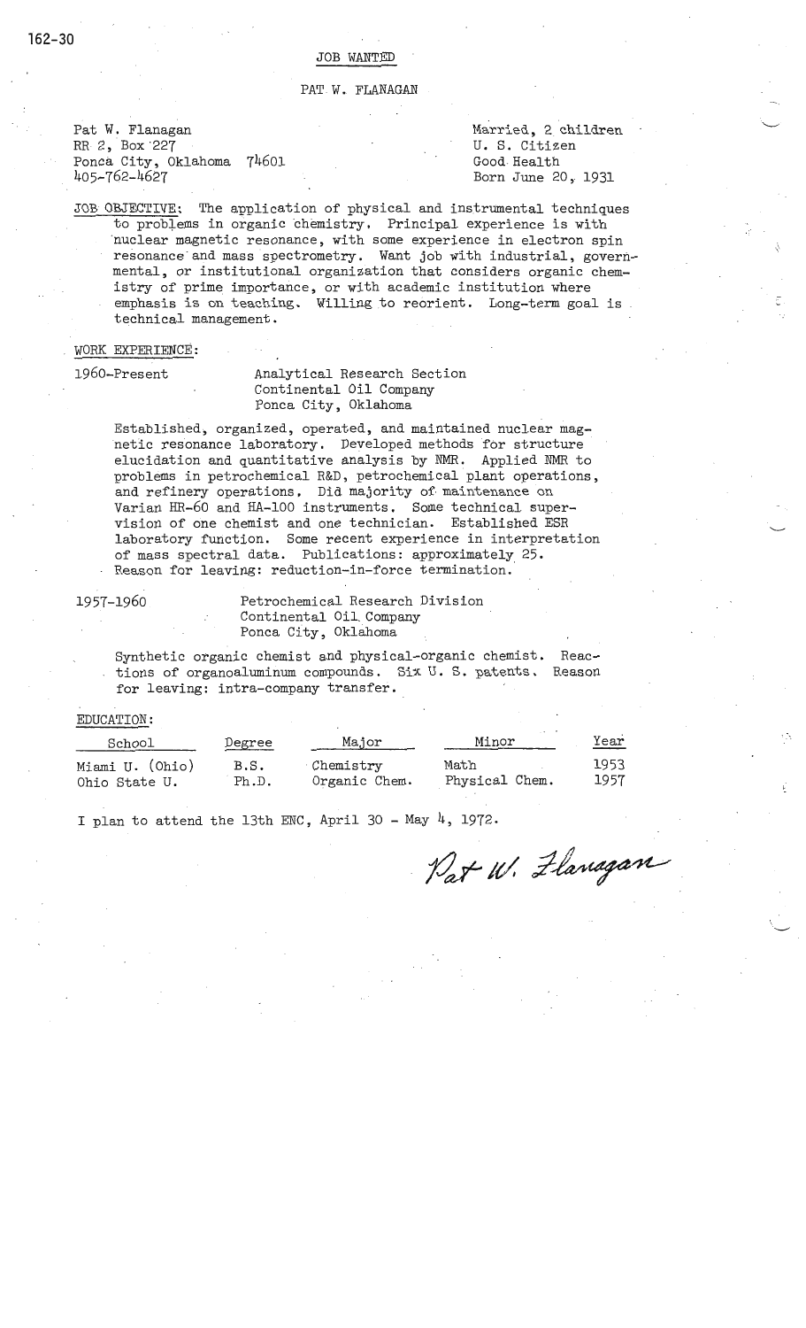# JOB WANTED

## PAT W. FLANAGAN

Pat W. Flanagan
RR 2, Box 227
Ponca City, Oklahoma 74601
405-762-4627

Married, 2 children
U. S. Citizen
Good Health
Born June 20, 1931

JOB OBJECTIVE: The application of physical and instrumental techniques to problems in organic chemistry. Principal experience is with nuclear magnetic resonance, with some experience in electron spin resonance and mass spectrometry. Want job with industrial, governmental, or institutional organization that considers organic chemistry of prime importance, or with academic institution where emphasis is on teaching. Willing to reorient. Long-term goal is technical management.

WORK EXPERIENCE:

1960-Present — Analytical Research Section
Continental Oil Company
Ponca City, Oklahoma

Established, organized, operated, and maintained nuclear magnetic resonance laboratory. Developed methods for structure elucidation and quantitative analysis by NMR. Applied NMR to problems in petrochemical R&D, petrochemical plant operations, and refinery operations. Did majority of maintenance on Varian HR-60 and HA-100 instruments. Some technical supervision of one chemist and one technician. Established ESR laboratory function. Some recent experience in interpretation of mass spectral data. Publications: approximately 25. Reason for leaving: reduction-in-force termination.

1957-1960 — Petrochemical Research Division
Continental Oil Company
Ponca City, Oklahoma

Synthetic organic chemist and physical-organic chemist. Reactions of organoaluminum compounds. Six U. S. patents. Reason for leaving: intra-company transfer.

EDUCATION:

| School | Degree | Major | Minor | Year |
|---|---|---|---|---|
| Miami U. (Ohio) | B.S. | Chemistry | Math | 1953 |
| Ohio State U. | Ph.D. | Organic Chem. | Physical Chem. | 1957 |

I plan to attend the 13th ENC, April 30 - May 4, 1972.

Pat W. Flanagan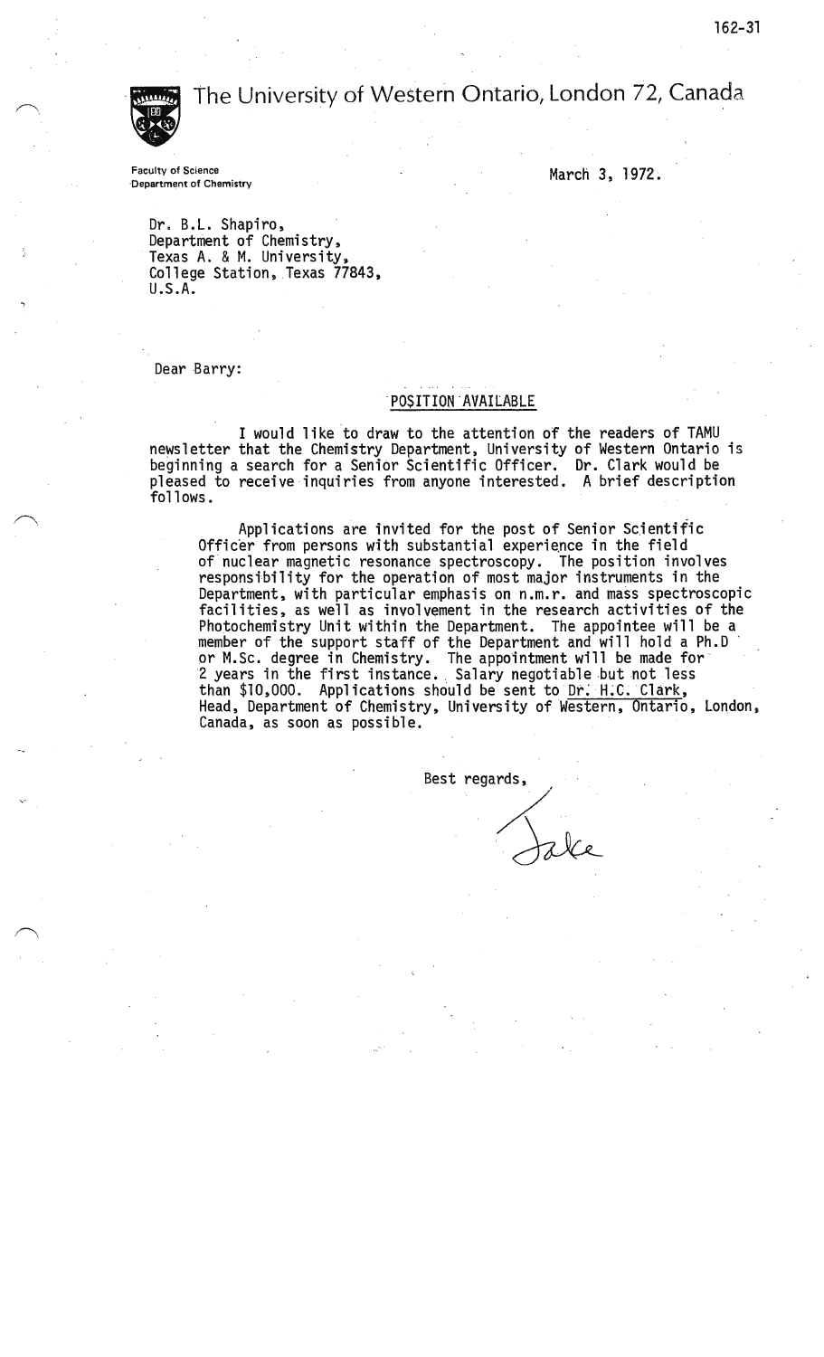The University of Western Ontario, London 72, Canada

Faculty of Science
Department of Chemistry

March 3, 1972.

Dr. B.L. Shapiro,
Department of Chemistry,
Texas A. & M. University,
College Station, Texas 77843,
U.S.A.

Dear Barry:

POSITION AVAILABLE

I would like to draw to the attention of the readers of TAMU newsletter that the Chemistry Department, University of Western Ontario is beginning a search for a Senior Scientific Officer. Dr. Clark would be pleased to receive inquiries from anyone interested. A brief description follows.

> Applications are invited for the post of Senior Scientific Officer from persons with substantial experience in the field of nuclear magnetic resonance spectroscopy. The position involves responsibility for the operation of most major instruments in the Department, with particular emphasis on n.m.r. and mass spectroscopic facilities, as well as involvement in the research activities of the Photochemistry Unit within the Department. The appointee will be a member of the support staff of the Department and will hold a Ph.D or M.Sc. degree in Chemistry. The appointment will be made for 2 years in the first instance. Salary negotiable but not less than $10,000. Applications should be sent to Dr. H.C. Clark, Head, Department of Chemistry, University of Western Ontario, London, Canada, as soon as possible.

Best regards,

Jake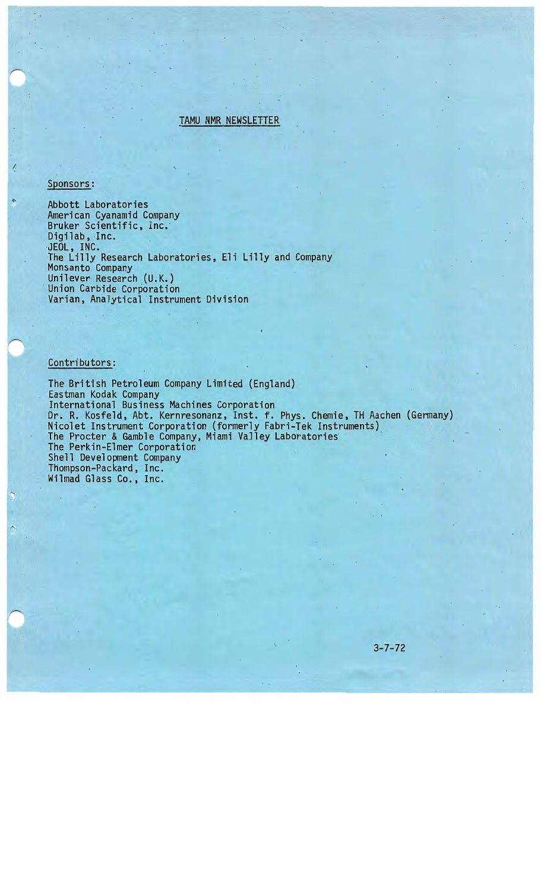# TAMU NMR NEWSLETTER

## Sponsors:

Abbott Laboratories
American Cyanamid Company
Bruker Scientific, Inc.
Digilab, Inc.
JEOL, INC.
The Lilly Research Laboratories, Eli Lilly and Company
Monsanto Company
Unilever Research (U.K.)
Union Carbide Corporation
Varian, Analytical Instrument Division

## Contributors:

The British Petroleum Company Limited (England)
Eastman Kodak Company
International Business Machines Corporation
Dr. R. Kosfeld, Abt. Kernresonanz, Inst. f. Phys. Chemie, TH Aachen (Germany)
Nicolet Instrument Corporation (formerly Fabri-Tek Instruments)
The Procter & Gamble Company, Miami Valley Laboratories
The Perkin-Elmer Corporation
Shell Development Company
Thompson-Packard, Inc.
Wilmad Glass Co., Inc.

3-7-72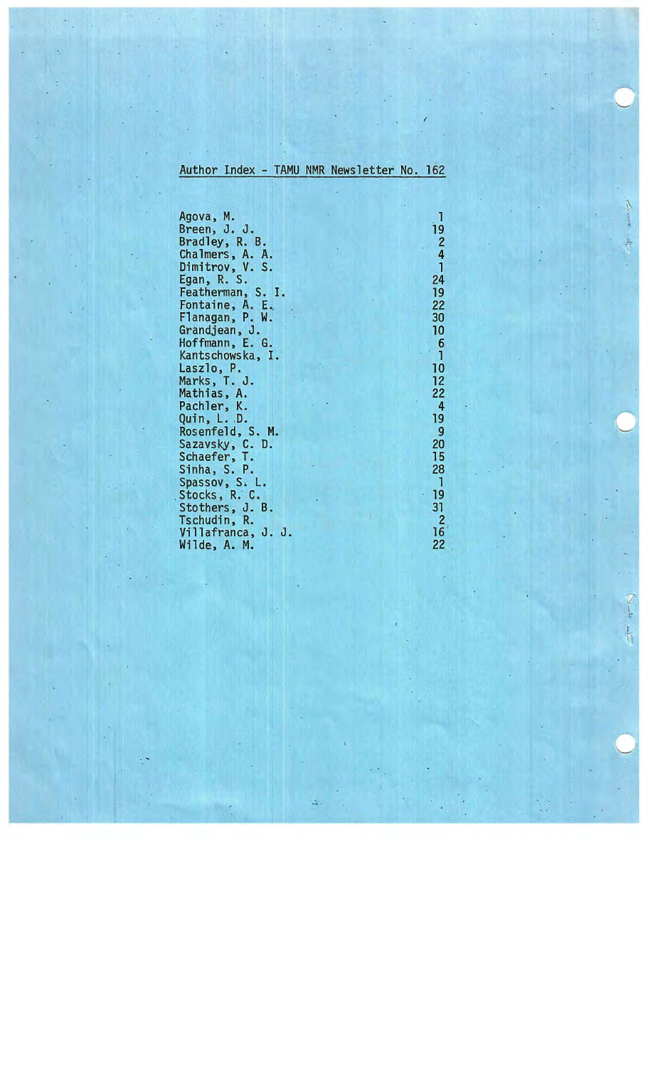## Author Index - TAMU NMR Newsletter No. 162

| | |
|---|---|
| Agova, M. | 1 |
| Breen, J. J. | 19 |
| Bradley, R. B. | 2 |
| Chalmers, A. A. | 4 |
| Dimitrov, V. S. | 1 |
| Egan, R. S. | 24 |
| Featherman, S. I. | 19 |
| Fontaine, A. E. | 22 |
| Flanagan, P. W. | 30 |
| Grandjean, J. | 10 |
| Hoffmann, E. G. | 6 |
| Kantschowska, I. | 1 |
| Laszlo, P. | 10 |
| Marks, T. J. | 12 |
| Mathias, A. | 22 |
| Pachler, K. | 4 |
| Quin, L. D. | 19 |
| Rosenfeld, S. M. | 9 |
| Sazavsky, C. D. | 20 |
| Schaefer, T. | 15 |
| Sinha, S. P. | 28 |
| Spassov, S. L. | 1 |
| Stocks, R. C. | 19 |
| Stothers, J. B. | 31 |
| Tschudin, R. | 2 |
| Villafranca, J. J. | 16 |
| Wilde, A. M. | 22 |